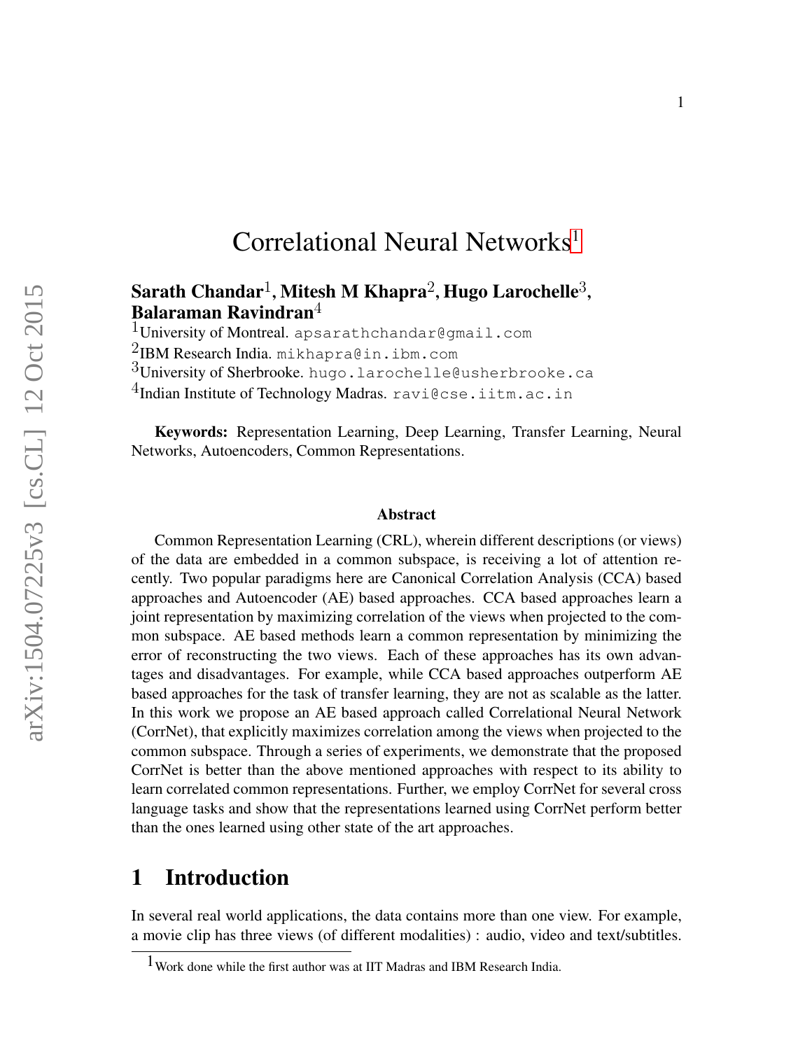// Correlational Neural Networks[1]

**Sarath Chandar**[1], **Mitesh M Khapra**[2], **Hugo Larochelle**[3], **Balaraman Ravindran**[4]

[1]University of Montreal. apsarathchandar@gmail.com

[2]IBM Research India. mikhapra@in.ibm.com

[3]University of Sherbrooke. hugo.larochelle@usherbrooke.ca

[4]Indian Institute of Technology Madras. ravi@cse.iitm.ac.in

**Keywords:** Representation Learning, Deep Learning, Transfer Learning, Neural Networks, Autoencoders, Common Representations.

### Abstract

Common Representation Learning (CRL), wherein different descriptions (or views) of the data are embedded in a common subspace, is receiving a lot of attention recently. Two popular paradigms here are Canonical Correlation Analysis (CCA) based approaches and Autoencoder (AE) based approaches. CCA based approaches learn a joint representation by maximizing correlation of the views when projected to the common subspace. AE based methods learn a common representation by minimizing the error of reconstructing the two views. Each of these approaches has its own advantages and disadvantages. For example, while CCA based approaches outperform AE based approaches for the task of transfer learning, they are not as scalable as the latter. In this work we propose an AE based approach called Correlational Neural Network (CorrNet), that explicitly maximizes correlation among the views when projected to the common subspace. Through a series of experiments, we demonstrate that the proposed CorrNet is better than the above mentioned approaches with respect to its ability to learn correlated common representations. Further, we employ CorrNet for several cross language tasks and show that the representations learned using CorrNet perform better than the ones learned using other state of the art approaches.

## 1 Introduction

In several real world applications, the data contains more than one view. For example, a movie clip has three views (of different modalities) : audio, video and text/subtitles.

[1] Work done while the first author was at IIT Madras and IBM Research India.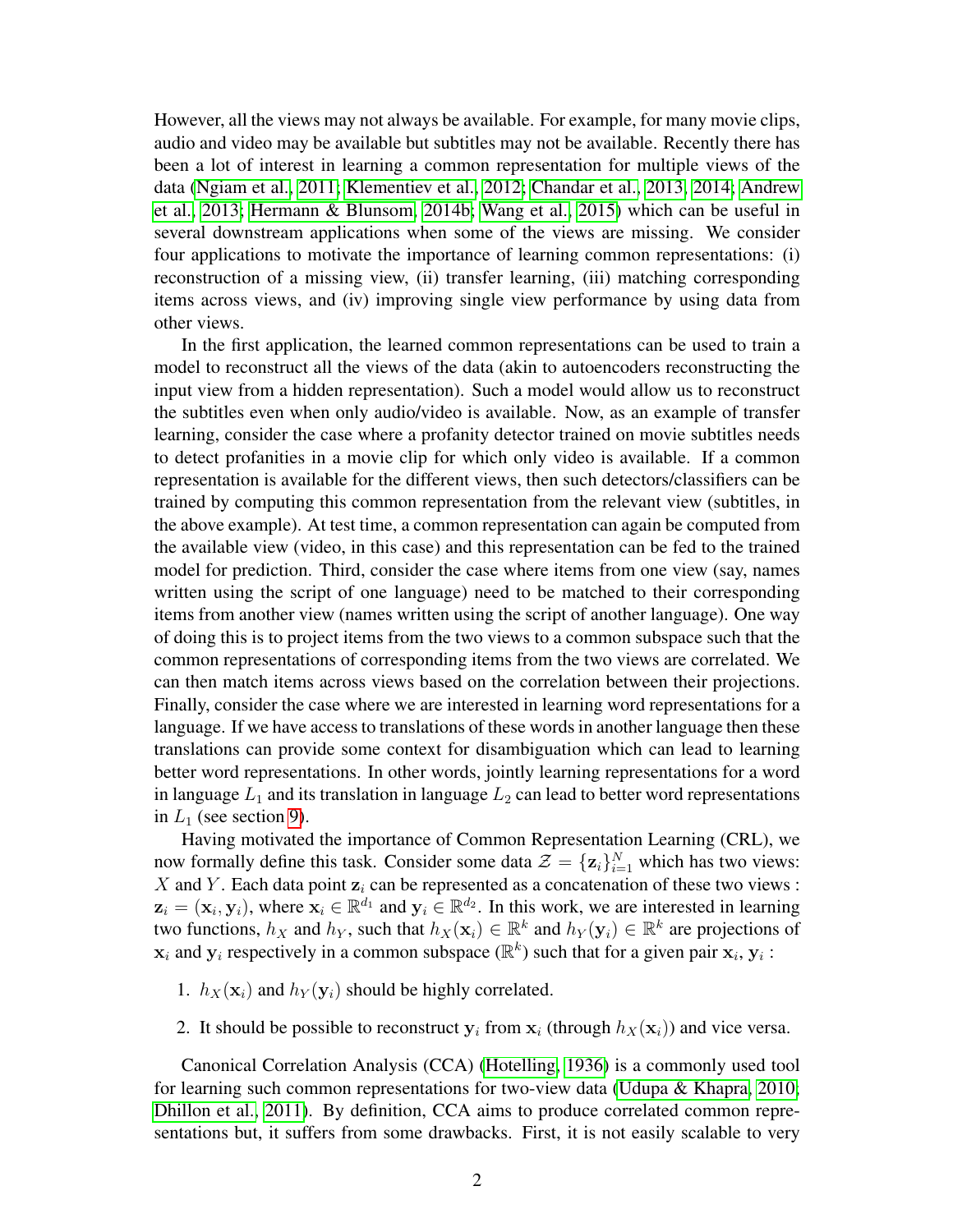However, all the views may not always be available. For example, for many movie clips, audio and video may be available but subtitles may not be available. Recently there has been a lot of interest in learning a common representation for multiple views of the data (Ngiam et al., 2011; Klementiev et al., 2012; Chandar et al., 2013, 2014; Andrew et al., 2013; Hermann & Blunsom, 2014b; Wang et al., 2015) which can be useful in several downstream applications when some of the views are missing. We consider four applications to motivate the importance of learning common representations: (i) reconstruction of a missing view, (ii) transfer learning, (iii) matching corresponding items across views, and (iv) improving single view performance by using data from other views.

In the first application, the learned common representations can be used to train a model to reconstruct all the views of the data (akin to autoencoders reconstructing the input view from a hidden representation). Such a model would allow us to reconstruct the subtitles even when only audio/video is available. Now, as an example of transfer learning, consider the case where a profanity detector trained on movie subtitles needs to detect profanities in a movie clip for which only video is available. If a common representation is available for the different views, then such detectors/classifiers can be trained by computing this common representation from the relevant view (subtitles, in the above example). At test time, a common representation can again be computed from the available view (video, in this case) and this representation can be fed to the trained model for prediction. Third, consider the case where items from one view (say, names written using the script of one language) need to be matched to their corresponding items from another view (names written using the script of another language). One way of doing this is to project items from the two views to a common subspace such that the common representations of corresponding items from the two views are correlated. We can then match items across views based on the correlation between their projections. Finally, consider the case where we are interested in learning word representations for a language. If we have access to translations of these words in another language then these translations can provide some context for disambiguation which can lead to learning better word representations. In other words, jointly learning representations for a word in language $L_1$ and its translation in language $L_2$ can lead to better word representations in $L_1$ (see section 9).

Having motivated the importance of Common Representation Learning (CRL), we now formally define this task. Consider some data $\mathcal{Z} = \{\mathbf{z}_i\}_{i=1}^N$ which has two views: $X$ and $Y$. Each data point $\mathbf{z}_i$ can be represented as a concatenation of these two views : $\mathbf{z}_i = (\mathbf{x}_i, \mathbf{y}_i)$, where $\mathbf{x}_i \in \mathbb{R}^{d_1}$ and $\mathbf{y}_i \in \mathbb{R}^{d_2}$. In this work, we are interested in learning two functions, $h_X$ and $h_Y$, such that $h_X(\mathbf{x}_i) \in \mathbb{R}^k$ and $h_Y(\mathbf{y}_i) \in \mathbb{R}^k$ are projections of $\mathbf{x}_i$ and $\mathbf{y}_i$ respectively in a common subspace ($\mathbb{R}^k$) such that for a given pair $\mathbf{x}_i, \mathbf{y}_i$ :

1. $h_X(\mathbf{x}_i)$ and $h_Y(\mathbf{y}_i)$ should be highly correlated.
2. It should be possible to reconstruct $\mathbf{y}_i$ from $\mathbf{x}_i$ (through $h_X(\mathbf{x}_i)$) and vice versa.

Canonical Correlation Analysis (CCA) (Hotelling, 1936) is a commonly used tool for learning such common representations for two-view data (Udupa & Khapra, 2010; Dhillon et al., 2011). By definition, CCA aims to produce correlated common representations but, it suffers from some drawbacks. First, it is not easily scalable to very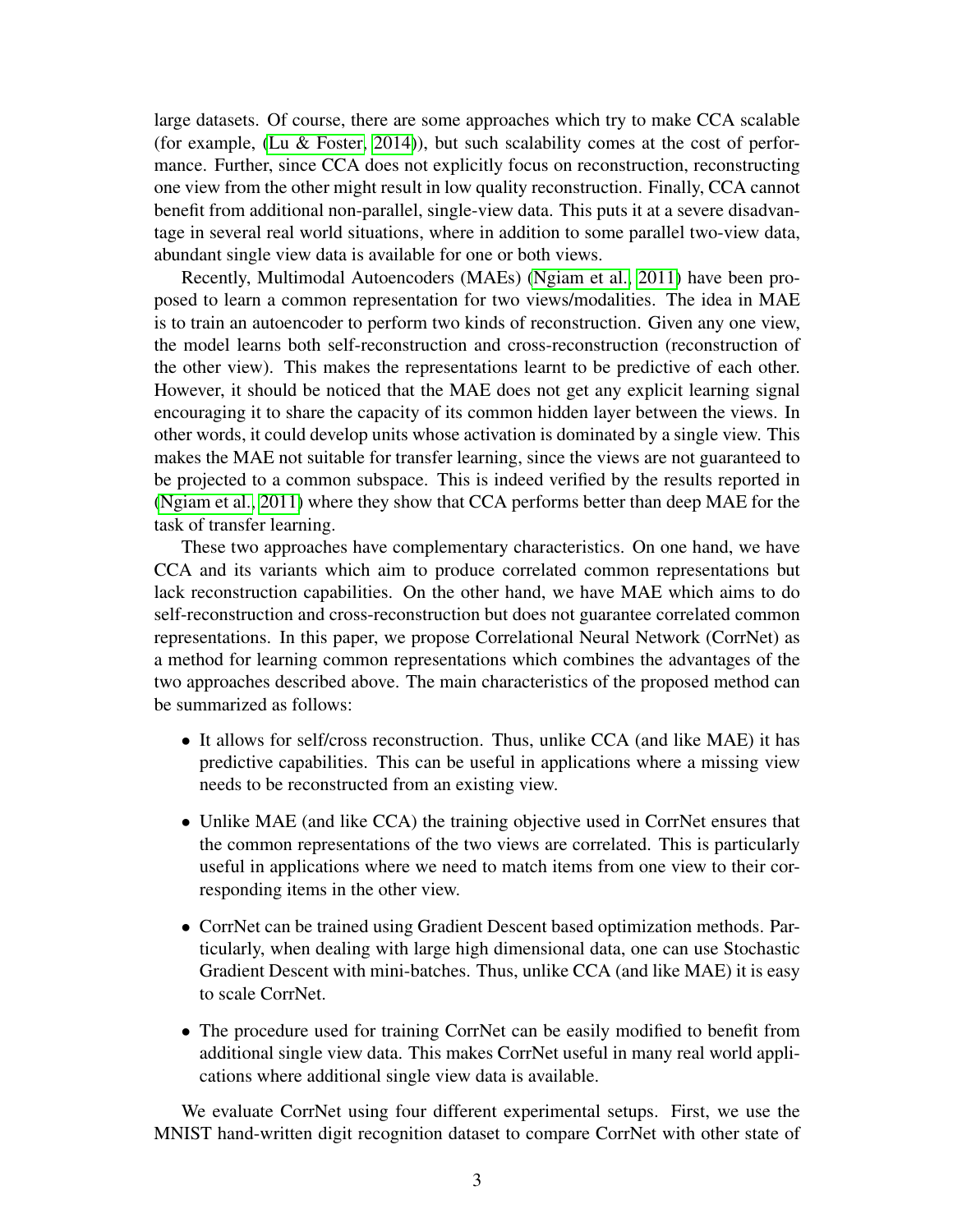large datasets. Of course, there are some approaches which try to make CCA scalable (for example, (Lu & Foster, 2014)), but such scalability comes at the cost of performance. Further, since CCA does not explicitly focus on reconstruction, reconstructing one view from the other might result in low quality reconstruction. Finally, CCA cannot benefit from additional non-parallel, single-view data. This puts it at a severe disadvantage in several real world situations, where in addition to some parallel two-view data, abundant single view data is available for one or both views.

Recently, Multimodal Autoencoders (MAEs) (Ngiam et al., 2011) have been proposed to learn a common representation for two views/modalities. The idea in MAE is to train an autoencoder to perform two kinds of reconstruction. Given any one view, the model learns both self-reconstruction and cross-reconstruction (reconstruction of the other view). This makes the representations learnt to be predictive of each other. However, it should be noticed that the MAE does not get any explicit learning signal encouraging it to share the capacity of its common hidden layer between the views. In other words, it could develop units whose activation is dominated by a single view. This makes the MAE not suitable for transfer learning, since the views are not guaranteed to be projected to a common subspace. This is indeed verified by the results reported in (Ngiam et al., 2011) where they show that CCA performs better than deep MAE for the task of transfer learning.

These two approaches have complementary characteristics. On one hand, we have CCA and its variants which aim to produce correlated common representations but lack reconstruction capabilities. On the other hand, we have MAE which aims to do self-reconstruction and cross-reconstruction but does not guarantee correlated common representations. In this paper, we propose Correlational Neural Network (CorrNet) as a method for learning common representations which combines the advantages of the two approaches described above. The main characteristics of the proposed method can be summarized as follows:

- It allows for self/cross reconstruction. Thus, unlike CCA (and like MAE) it has predictive capabilities. This can be useful in applications where a missing view needs to be reconstructed from an existing view.
- Unlike MAE (and like CCA) the training objective used in CorrNet ensures that the common representations of the two views are correlated. This is particularly useful in applications where we need to match items from one view to their corresponding items in the other view.
- CorrNet can be trained using Gradient Descent based optimization methods. Particularly, when dealing with large high dimensional data, one can use Stochastic Gradient Descent with mini-batches. Thus, unlike CCA (and like MAE) it is easy to scale CorrNet.
- The procedure used for training CorrNet can be easily modified to benefit from additional single view data. This makes CorrNet useful in many real world applications where additional single view data is available.

We evaluate CorrNet using four different experimental setups. First, we use the MNIST hand-written digit recognition dataset to compare CorrNet with other state of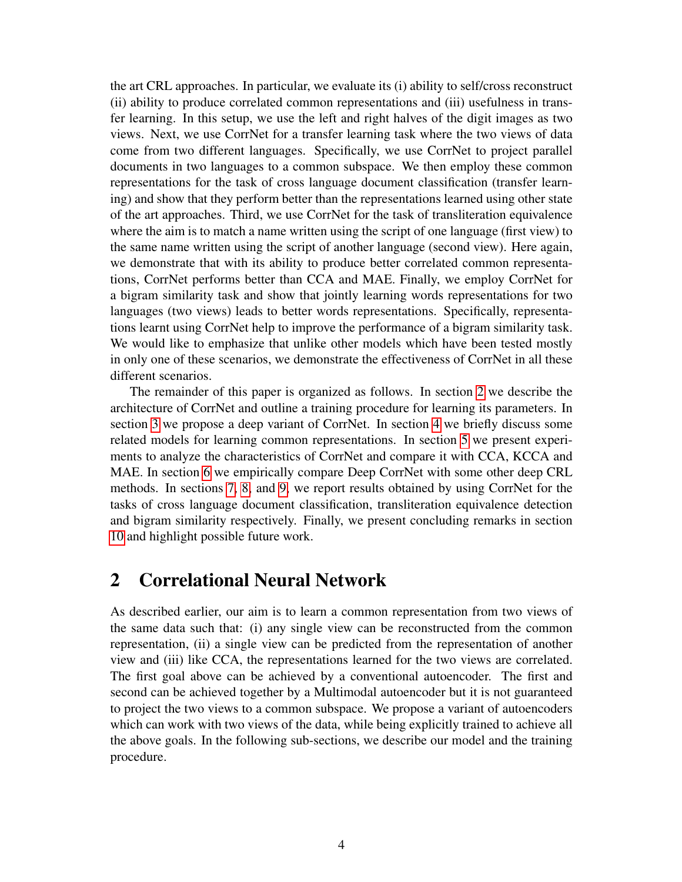the art CRL approaches. In particular, we evaluate its (i) ability to self/cross reconstruct (ii) ability to produce correlated common representations and (iii) usefulness in transfer learning. In this setup, we use the left and right halves of the digit images as two views. Next, we use CorrNet for a transfer learning task where the two views of data come from two different languages. Specifically, we use CorrNet to project parallel documents in two languages to a common subspace. We then employ these common representations for the task of cross language document classification (transfer learning) and show that they perform better than the representations learned using other state of the art approaches. Third, we use CorrNet for the task of transliteration equivalence where the aim is to match a name written using the script of one language (first view) to the same name written using the script of another language (second view). Here again, we demonstrate that with its ability to produce better correlated common representations, CorrNet performs better than CCA and MAE. Finally, we employ CorrNet for a bigram similarity task and show that jointly learning words representations for two languages (two views) leads to better words representations. Specifically, representations learnt using CorrNet help to improve the performance of a bigram similarity task. We would like to emphasize that unlike other models which have been tested mostly in only one of these scenarios, we demonstrate the effectiveness of CorrNet in all these different scenarios.

The remainder of this paper is organized as follows. In section 2 we describe the architecture of CorrNet and outline a training procedure for learning its parameters. In section 3 we propose a deep variant of CorrNet. In section 4 we briefly discuss some related models for learning common representations. In section 5 we present experiments to analyze the characteristics of CorrNet and compare it with CCA, KCCA and MAE. In section 6 we empirically compare Deep CorrNet with some other deep CRL methods. In sections 7, 8, and 9, we report results obtained by using CorrNet for the tasks of cross language document classification, transliteration equivalence detection and bigram similarity respectively. Finally, we present concluding remarks in section 10 and highlight possible future work.

# 2 Correlational Neural Network

As described earlier, our aim is to learn a common representation from two views of the same data such that: (i) any single view can be reconstructed from the common representation, (ii) a single view can be predicted from the representation of another view and (iii) like CCA, the representations learned for the two views are correlated. The first goal above can be achieved by a conventional autoencoder. The first and second can be achieved together by a Multimodal autoencoder but it is not guaranteed to project the two views to a common subspace. We propose a variant of autoencoders which can work with two views of the data, while being explicitly trained to achieve all the above goals. In the following sub-sections, we describe our model and the training procedure.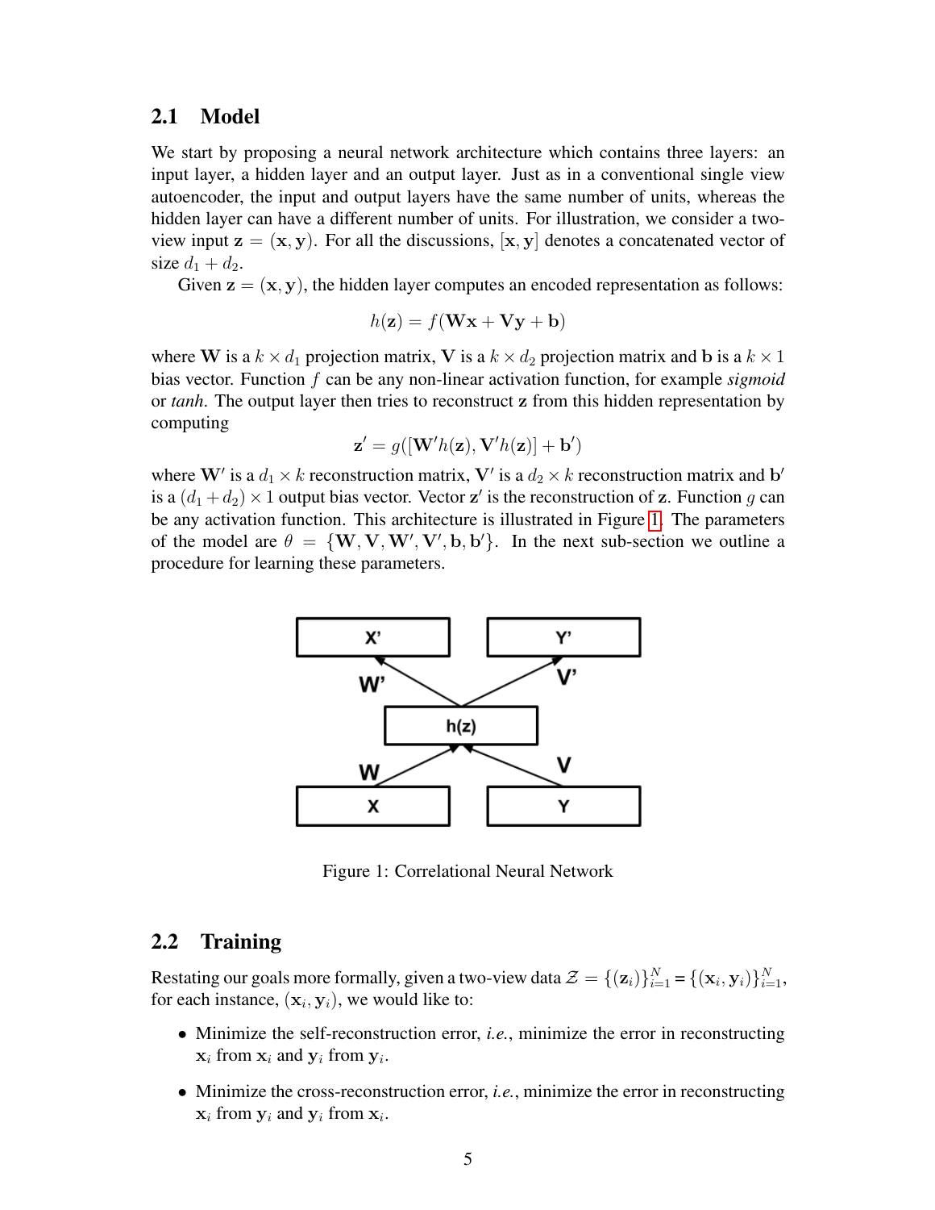### 2.1 Model

We start by proposing a neural network architecture which contains three layers: an input layer, a hidden layer and an output layer. Just as in a conventional single view autoencoder, the input and output layers have the same number of units, whereas the hidden layer can have a different number of units. For illustration, we consider a two-view input $\mathbf{z} = (\mathbf{x}, \mathbf{y})$. For all the discussions, $[\mathbf{x}, \mathbf{y}]$ denotes a concatenated vector of size $d_1 + d_2$.

Given $\mathbf{z} = (\mathbf{x}, \mathbf{y})$, the hidden layer computes an encoded representation as follows:

$$h(\mathbf{z}) = f(\mathbf{W}\mathbf{x} + \mathbf{V}\mathbf{y} + \mathbf{b})$$

where $\mathbf{W}$ is a $k \times d_1$ projection matrix, $\mathbf{V}$ is a $k \times d_2$ projection matrix and $\mathbf{b}$ is a $k \times 1$ bias vector. Function $f$ can be any non-linear activation function, for example *sigmoid* or *tanh*. The output layer then tries to reconstruct $\mathbf{z}$ from this hidden representation by computing

$$\mathbf{z}' = g([\mathbf{W}'h(\mathbf{z}), \mathbf{V}'h(\mathbf{z})] + \mathbf{b}')$$

where $\mathbf{W}'$ is a $d_1 \times k$ reconstruction matrix, $\mathbf{V}'$ is a $d_2 \times k$ reconstruction matrix and $\mathbf{b}'$ is a $(d_1 + d_2) \times 1$ output bias vector. Vector $\mathbf{z}'$ is the reconstruction of $\mathbf{z}$. Function $g$ can be any activation function. This architecture is illustrated in Figure 1. The parameters of the model are $\theta = \{\mathbf{W}, \mathbf{V}, \mathbf{W}', \mathbf{V}', \mathbf{b}, \mathbf{b}'\}$. In the next sub-section we outline a procedure for learning these parameters.

Figure 1: Correlational Neural Network

### 2.2 Training

Restating our goals more formally, given a two-view data $\mathcal{Z} = \{(\mathbf{z}_i)\}_{i=1}^N = \{(\mathbf{x}_i, \mathbf{y}_i)\}_{i=1}^N$, for each instance, $(\mathbf{x}_i, \mathbf{y}_i)$, we would like to:

- Minimize the self-reconstruction error, *i.e.*, minimize the error in reconstructing $\mathbf{x}_i$ from $\mathbf{x}_i$ and $\mathbf{y}_i$ from $\mathbf{y}_i$.
- Minimize the cross-reconstruction error, *i.e.*, minimize the error in reconstructing $\mathbf{x}_i$ from $\mathbf{y}_i$ and $\mathbf{y}_i$ from $\mathbf{x}_i$.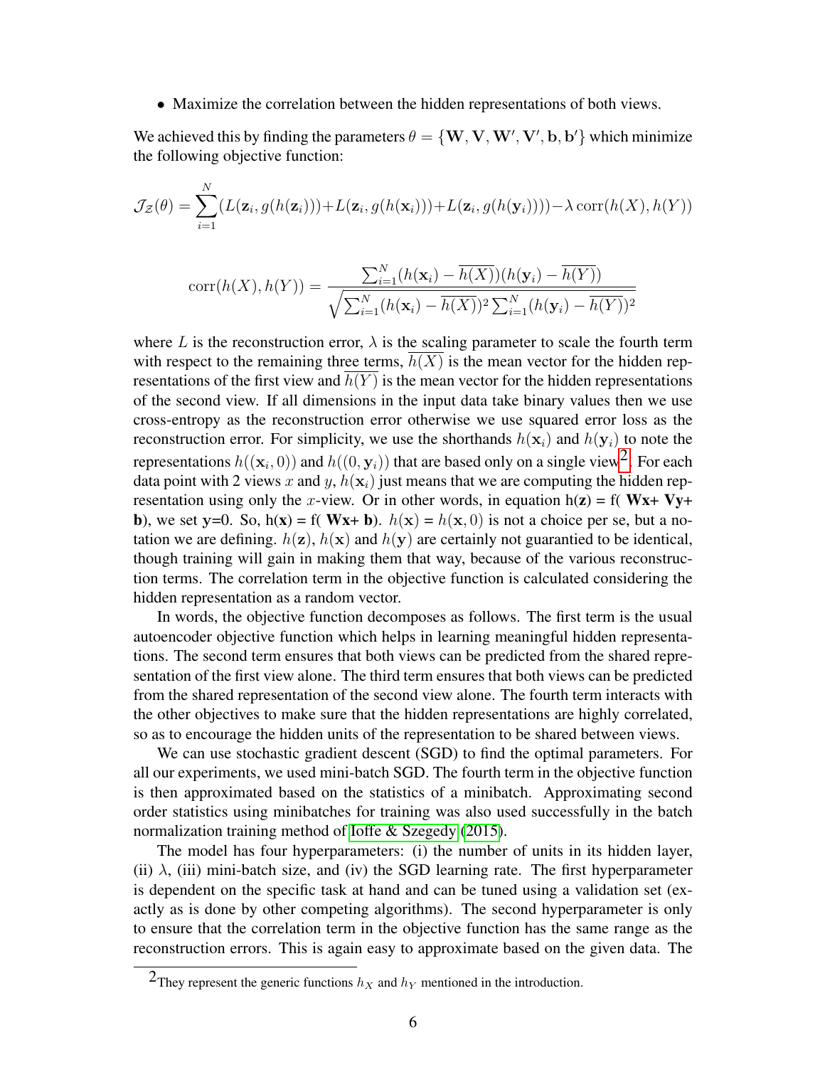- Maximize the correlation between the hidden representations of both views.

We achieved this by finding the parameters $\theta = \{\mathbf{W}, \mathbf{V}, \mathbf{W}', \mathbf{V}', \mathbf{b}, \mathbf{b}'\}$ which minimize the following objective function:

$$\mathcal{J}_{\mathcal{Z}}(\theta) = \sum_{i=1}^{N} (L(\mathbf{z}_i, g(h(\mathbf{z}_i))) + L(\mathbf{z}_i, g(h(\mathbf{x}_i))) + L(\mathbf{z}_i, g(h(\mathbf{y}_i)))) - \lambda \operatorname{corr}(h(X), h(Y))$$

$$\operatorname{corr}(h(X), h(Y)) = \frac{\sum_{i=1}^{N}(h(\mathbf{x}_i) - \overline{h(X)})(h(\mathbf{y}_i) - \overline{h(Y)})}{\sqrt{\sum_{i=1}^{N}(h(\mathbf{x}_i) - \overline{h(X)})^2 \sum_{i=1}^{N}(h(\mathbf{y}_i) - \overline{h(Y)})^2}}$$

where $L$ is the reconstruction error, $\lambda$ is the scaling parameter to scale the fourth term with respect to the remaining three terms, $\overline{h(X)}$ is the mean vector for the hidden representations of the first view and $\overline{h(Y)}$ is the mean vector for the hidden representations of the second view. If all dimensions in the input data take binary values then we use cross-entropy as the reconstruction error otherwise we use squared error loss as the reconstruction error. For simplicity, we use the shorthands $h(\mathbf{x}_i)$ and $h(\mathbf{y}_i)$ to note the representations $h((\mathbf{x}_i, 0))$ and $h((0, \mathbf{y}_i))$ that are based only on a single view[2]. For each data point with 2 views $x$ and $y$, $h(\mathbf{x}_i)$ just means that we are computing the hidden representation using only the $x$-view. Or in other words, in equation h($\mathbf{z}$) = f( $\mathbf{Wx}$+ $\mathbf{Vy}$+ $\mathbf{b}$), we set $\mathbf{y}$=0. So, h($\mathbf{x}$) = f( $\mathbf{Wx}$+ $\mathbf{b}$). $h(\mathbf{x}) = h(\mathbf{x}, 0)$ is not a choice per se, but a notation we are defining. $h(\mathbf{z})$, $h(\mathbf{x})$ and $h(\mathbf{y})$ are certainly not guarantied to be identical, though training will gain in making them that way, because of the various reconstruction terms. The correlation term in the objective function is calculated considering the hidden representation as a random vector.

In words, the objective function decomposes as follows. The first term is the usual autoencoder objective function which helps in learning meaningful hidden representations. The second term ensures that both views can be predicted from the shared representation of the first view alone. The third term ensures that both views can be predicted from the shared representation of the second view alone. The fourth term interacts with the other objectives to make sure that the hidden representations are highly correlated, so as to encourage the hidden units of the representation to be shared between views.

We can use stochastic gradient descent (SGD) to find the optimal parameters. For all our experiments, we used mini-batch SGD. The fourth term in the objective function is then approximated based on the statistics of a minibatch. Approximating second order statistics using minibatches for training was also used successfully in the batch normalization training method of Ioffe & Szegedy (2015).

The model has four hyperparameters: (i) the number of units in its hidden layer, (ii) $\lambda$, (iii) mini-batch size, and (iv) the SGD learning rate. The first hyperparameter is dependent on the specific task at hand and can be tuned using a validation set (exactly as is done by other competing algorithms). The second hyperparameter is only to ensure that the correlation term in the objective function has the same range as the reconstruction errors. This is again easy to approximate based on the given data. The

[2] They represent the generic functions $h_X$ and $h_Y$ mentioned in the introduction.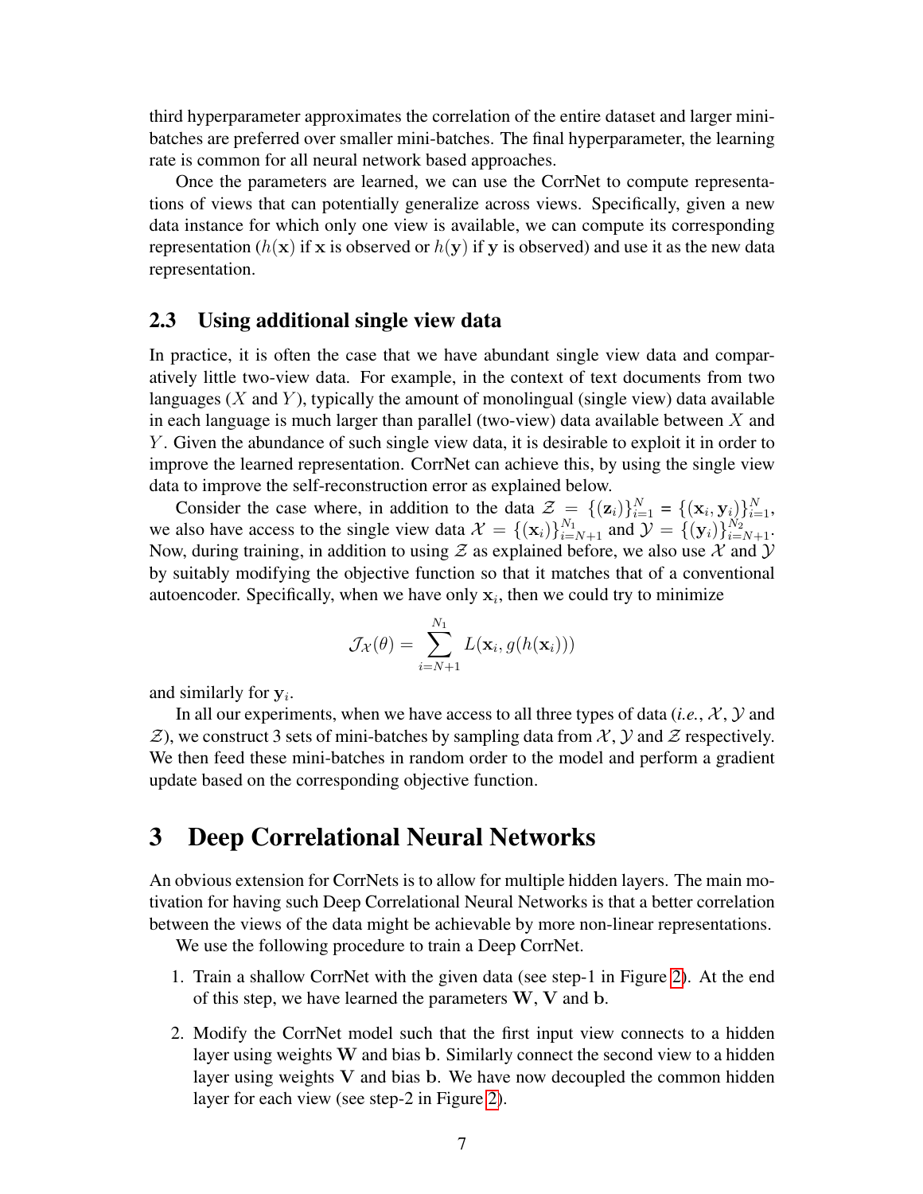third hyperparameter approximates the correlation of the entire dataset and larger mini-batches are preferred over smaller mini-batches. The final hyperparameter, the learning rate is common for all neural network based approaches.

Once the parameters are learned, we can use the CorrNet to compute representations of views that can potentially generalize across views. Specifically, given a new data instance for which only one view is available, we can compute its corresponding representation ($h(\mathbf{x})$ if $\mathbf{x}$ is observed or $h(\mathbf{y})$ if $\mathbf{y}$ is observed) and use it as the new data representation.

### 2.3 Using additional single view data

In practice, it is often the case that we have abundant single view data and comparatively little two-view data. For example, in the context of text documents from two languages ($X$ and $Y$), typically the amount of monolingual (single view) data available in each language is much larger than parallel (two-view) data available between $X$ and $Y$. Given the abundance of such single view data, it is desirable to exploit it in order to improve the learned representation. CorrNet can achieve this, by using the single view data to improve the self-reconstruction error as explained below.

Consider the case where, in addition to the data $\mathcal{Z} = \{(\mathbf{z}_i)\}_{i=1}^{N} = \{(\mathbf{x}_i, \mathbf{y}_i)\}_{i=1}^{N}$, we also have access to the single view data $\mathcal{X} = \{(\mathbf{x}_i)\}_{i=N+1}^{N_1}$ and $\mathcal{Y} = \{(\mathbf{y}_i)\}_{i=N+1}^{N_2}$. Now, during training, in addition to using $\mathcal{Z}$ as explained before, we also use $\mathcal{X}$ and $\mathcal{Y}$ by suitably modifying the objective function so that it matches that of a conventional autoencoder. Specifically, when we have only $\mathbf{x}_i$, then we could try to minimize

$$\mathcal{J}_{\mathcal{X}}(\theta) = \sum_{i=N+1}^{N_1} L(\mathbf{x}_i, g(h(\mathbf{x}_i)))$$

and similarly for $\mathbf{y}_i$.

In all our experiments, when we have access to all three types of data (*i.e.*, $\mathcal{X}$, $\mathcal{Y}$ and $\mathcal{Z}$), we construct 3 sets of mini-batches by sampling data from $\mathcal{X}$, $\mathcal{Y}$ and $\mathcal{Z}$ respectively. We then feed these mini-batches in random order to the model and perform a gradient update based on the corresponding objective function.

# 3 Deep Correlational Neural Networks

An obvious extension for CorrNets is to allow for multiple hidden layers. The main motivation for having such Deep Correlational Neural Networks is that a better correlation between the views of the data might be achievable by more non-linear representations.

We use the following procedure to train a Deep CorrNet.

1. Train a shallow CorrNet with the given data (see step-1 in Figure 2). At the end of this step, we have learned the parameters $\mathbf{W}$, $\mathbf{V}$ and $\mathbf{b}$.
2. Modify the CorrNet model such that the first input view connects to a hidden layer using weights $\mathbf{W}$ and bias $\mathbf{b}$. Similarly connect the second view to a hidden layer using weights $\mathbf{V}$ and bias $\mathbf{b}$. We have now decoupled the common hidden layer for each view (see step-2 in Figure 2).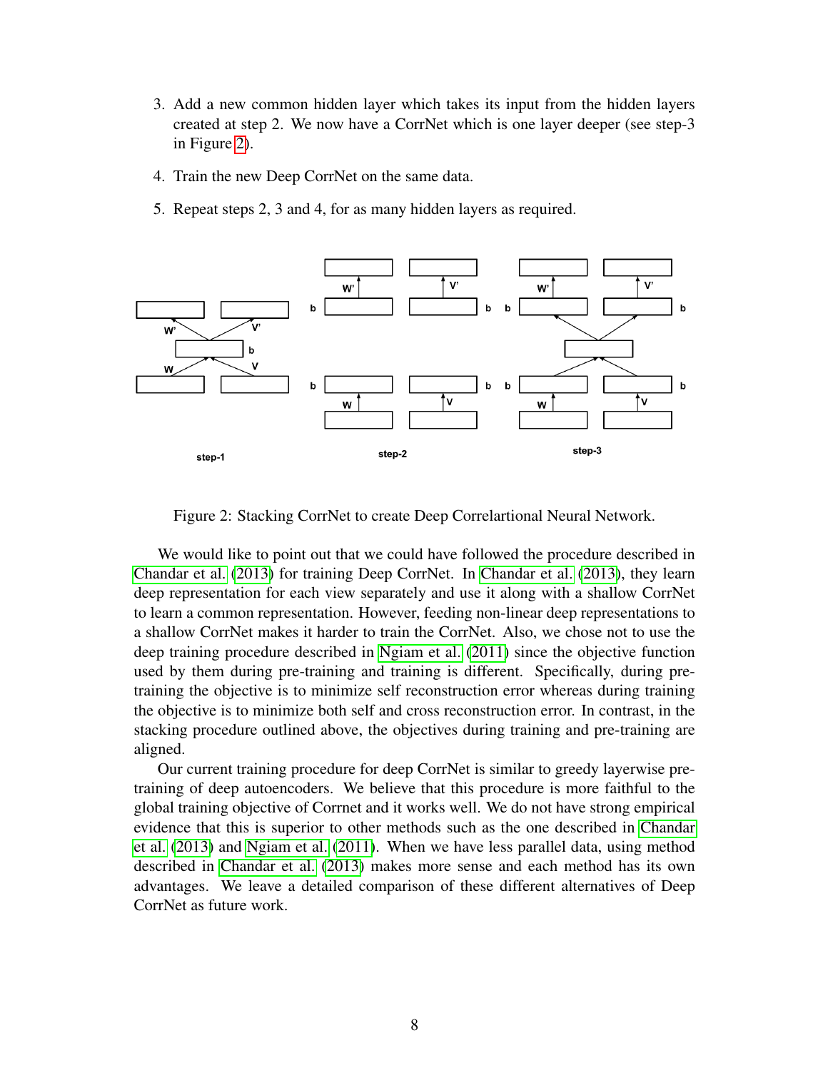3. Add a new common hidden layer which takes its input from the hidden layers created at step 2. We now have a CorrNet which is one layer deeper (see step-3 in Figure 2).

4. Train the new Deep CorrNet on the same data.

5. Repeat steps 2, 3 and 4, for as many hidden layers as required.

Figure 2: Stacking CorrNet to create Deep Correlartional Neural Network.

We would like to point out that we could have followed the procedure described in Chandar et al. (2013) for training Deep CorrNet. In Chandar et al. (2013), they learn deep representation for each view separately and use it along with a shallow CorrNet to learn a common representation. However, feeding non-linear deep representations to a shallow CorrNet makes it harder to train the CorrNet. Also, we chose not to use the deep training procedure described in Ngiam et al. (2011) since the objective function used by them during pre-training and training is different. Specifically, during pre-training the objective is to minimize self reconstruction error whereas during training the objective is to minimize both self and cross reconstruction error. In contrast, in the stacking procedure outlined above, the objectives during training and pre-training are aligned.

Our current training procedure for deep CorrNet is similar to greedy layerwise pre-training of deep autoencoders. We believe that this procedure is more faithful to the global training objective of Cornet and it works well. We do not have strong empirical evidence that this is superior to other methods such as the one described in Chandar et al. (2013) and Ngiam et al. (2011). When we have less parallel data, using method described in Chandar et al. (2013) makes more sense and each method has its own advantages. We leave a detailed comparison of these different alternatives of Deep CorrNet as future work.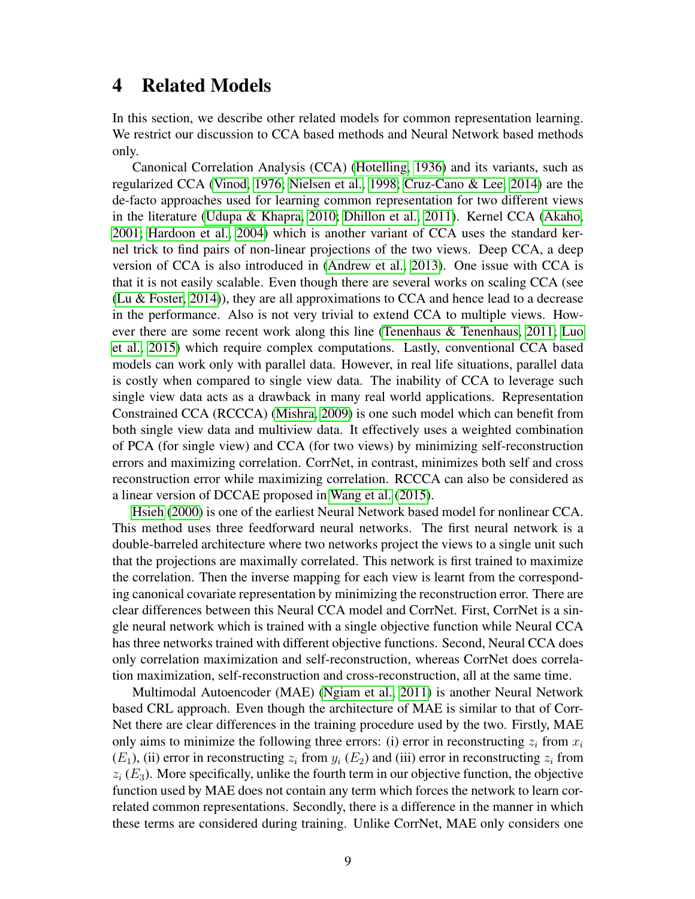# 4 Related Models

In this section, we describe other related models for common representation learning. We restrict our discussion to CCA based methods and Neural Network based methods only.

Canonical Correlation Analysis (CCA) (Hotelling, 1936) and its variants, such as regularized CCA (Vinod, 1976; Nielsen et al., 1998; Cruz-Cano & Lee, 2014) are the de-facto approaches used for learning common representation for two different views in the literature (Udupa & Khapra, 2010; Dhillon et al., 2011). Kernel CCA (Akaho, 2001; Hardoon et al., 2004) which is another variant of CCA uses the standard kernel trick to find pairs of non-linear projections of the two views. Deep CCA, a deep version of CCA is also introduced in (Andrew et al., 2013). One issue with CCA is that it is not easily scalable. Even though there are several works on scaling CCA (see (Lu & Foster, 2014)), they are all approximations to CCA and hence lead to a decrease in the performance. Also is not very trivial to extend CCA to multiple views. However there are some recent work along this line (Tenenhaus & Tenenhaus, 2011; Luo et al., 2015) which require complex computations. Lastly, conventional CCA based models can work only with parallel data. However, in real life situations, parallel data is costly when compared to single view data. The inability of CCA to leverage such single view data acts as a drawback in many real world applications. Representation Constrained CCA (RCCCA) (Mishra, 2009) is one such model which can benefit from both single view data and multiview data. It effectively uses a weighted combination of PCA (for single view) and CCA (for two views) by minimizing self-reconstruction errors and maximizing correlation. CorrNet, in contrast, minimizes both self and cross reconstruction error while maximizing correlation. RCCCA can also be considered as a linear version of DCCAE proposed in Wang et al. (2015).

Hsieh (2000) is one of the earliest Neural Network based model for nonlinear CCA. This method uses three feedforward neural networks. The first neural network is a double-barreled architecture where two networks project the views to a single unit such that the projections are maximally correlated. This network is first trained to maximize the correlation. Then the inverse mapping for each view is learnt from the corresponding canonical covariate representation by minimizing the reconstruction error. There are clear differences between this Neural CCA model and CorrNet. First, CorrNet is a single neural network which is trained with a single objective function while Neural CCA has three networks trained with different objective functions. Second, Neural CCA does only correlation maximization and self-reconstruction, whereas CorrNet does correlation maximization, self-reconstruction and cross-reconstruction, all at the same time.

Multimodal Autoencoder (MAE) (Ngiam et al., 2011) is another Neural Network based CRL approach. Even though the architecture of MAE is similar to that of CorrNet there are clear differences in the training procedure used by the two. Firstly, MAE only aims to minimize the following three errors: (i) error in reconstructing $z_i$ from $x_i$ ($E_1$), (ii) error in reconstructing $z_i$ from $y_i$ ($E_2$) and (iii) error in reconstructing $z_i$ from $z_i$ ($E_3$). More specifically, unlike the fourth term in our objective function, the objective function used by MAE does not contain any term which forces the network to learn correlated common representations. Secondly, there is a difference in the manner in which these terms are considered during training. Unlike CorrNet, MAE only considers one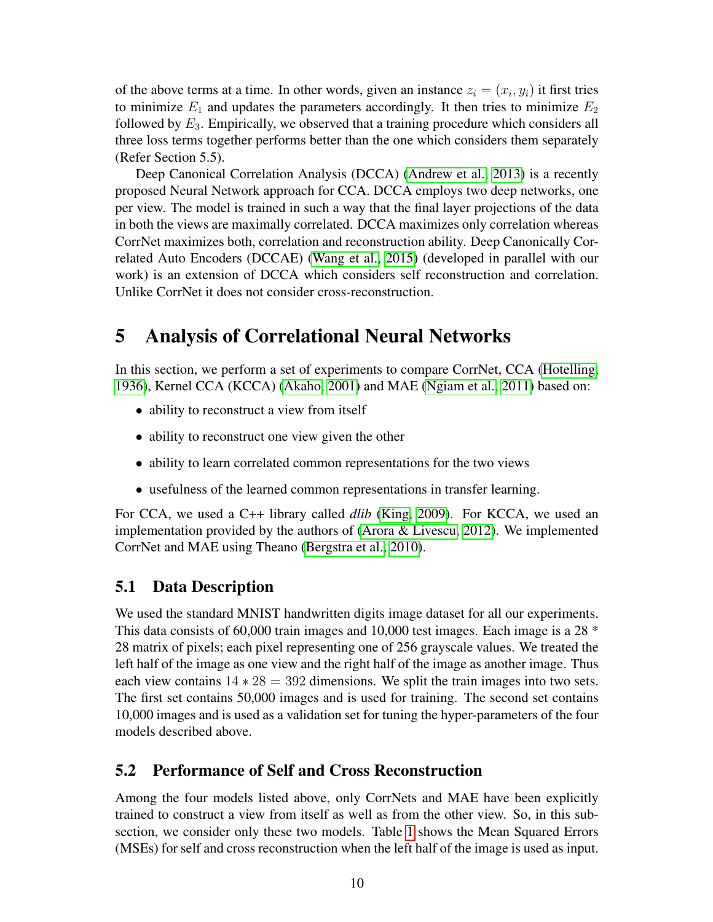of the above terms at a time. In other words, given an instance $z_i = (x_i, y_i)$ it first tries to minimize $E_1$ and updates the parameters accordingly. It then tries to minimize $E_2$ followed by $E_3$. Empirically, we observed that a training procedure which considers all three loss terms together performs better than the one which considers them separately (Refer Section 5.5).

Deep Canonical Correlation Analysis (DCCA) (Andrew et al., 2013) is a recently proposed Neural Network approach for CCA. DCCA employs two deep networks, one per view. The model is trained in such a way that the final layer projections of the data in both the views are maximally correlated. DCCA maximizes only correlation whereas CorrNet maximizes both, correlation and reconstruction ability. Deep Canonically Correlated Auto Encoders (DCCAE) (Wang et al., 2015) (developed in parallel with our work) is an extension of DCCA which considers self reconstruction and correlation. Unlike CorrNet it does not consider cross-reconstruction.

# 5 Analysis of Correlational Neural Networks

In this section, we perform a set of experiments to compare CorrNet, CCA (Hotelling, 1936), Kernel CCA (KCCA) (Akaho, 2001) and MAE (Ngiam et al., 2011) based on:

- ability to reconstruct a view from itself
- ability to reconstruct one view given the other
- ability to learn correlated common representations for the two views
- usefulness of the learned common representations in transfer learning.

For CCA, we used a C++ library called *dlib* (King, 2009). For KCCA, we used an implementation provided by the authors of (Arora & Livescu, 2012). We implemented CorrNet and MAE using Theano (Bergstra et al., 2010).

## 5.1 Data Description

We used the standard MNIST handwritten digits image dataset for all our experiments. This data consists of 60,000 train images and 10,000 test images. Each image is a 28 * 28 matrix of pixels; each pixel representing one of 256 grayscale values. We treated the left half of the image as one view and the right half of the image as another image. Thus each view contains $14 * 28 = 392$ dimensions. We split the train images into two sets. The first set contains 50,000 images and is used for training. The second set contains 10,000 images and is used as a validation set for tuning the hyper-parameters of the four models described above.

## 5.2 Performance of Self and Cross Reconstruction

Among the four models listed above, only CorrNets and MAE have been explicitly trained to construct a view from itself as well as from the other view. So, in this subsection, we consider only these two models. Table 1 shows the Mean Squared Errors (MSEs) for self and cross reconstruction when the left half of the image is used as input.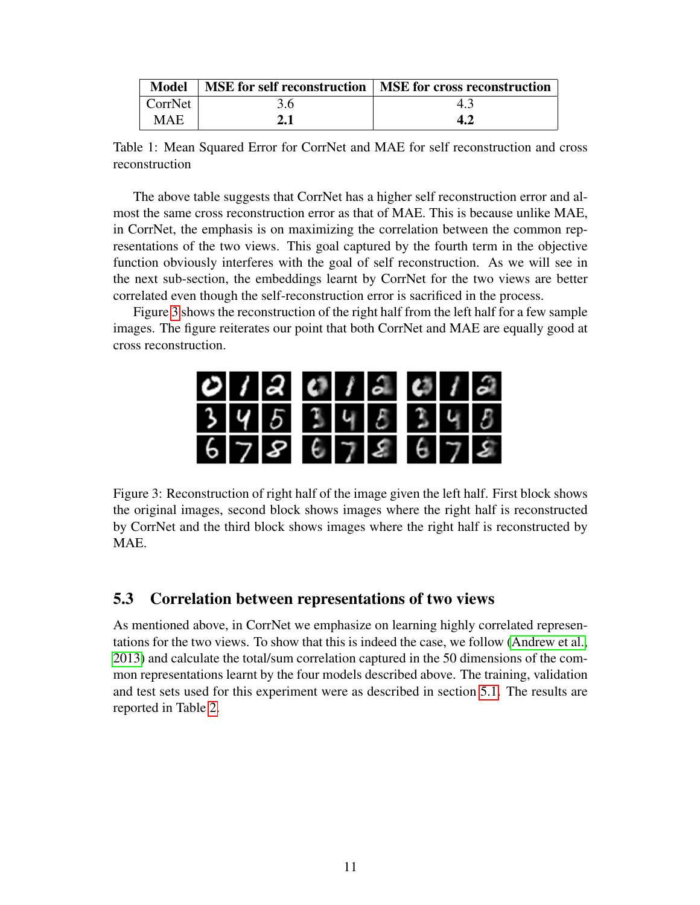| Model | MSE for self reconstruction | MSE for cross reconstruction |
|---|---|---|
| CorrNet | 3.6 | 4.3 |
| MAE | **2.1** | **4.2** |

Table 1: Mean Squared Error for CorrNet and MAE for self reconstruction and cross reconstruction

The above table suggests that CorrNet has a higher self reconstruction error and almost the same cross reconstruction error as that of MAE. This is because unlike MAE, in CorrNet, the emphasis is on maximizing the correlation between the common representations of the two views. This goal captured by the fourth term in the objective function obviously interferes with the goal of self reconstruction. As we will see in the next sub-section, the embeddings learnt by CorrNet for the two views are better correlated even though the self-reconstruction error is sacrificed in the process.

Figure 3 shows the reconstruction of the right half from the left half for a few sample images. The figure reiterates our point that both CorrNet and MAE are equally good at cross reconstruction.

Figure 3: Reconstruction of right half of the image given the left half. First block shows the original images, second block shows images where the right half is reconstructed by CorrNet and the third block shows images where the right half is reconstructed by MAE.

## 5.3 Correlation between representations of two views

As mentioned above, in CorrNet we emphasize on learning highly correlated representations for the two views. To show that this is indeed the case, we follow (Andrew et al., 2013) and calculate the total/sum correlation captured in the 50 dimensions of the common representations learnt by the four models described above. The training, validation and test sets used for this experiment were as described in section 5.1. The results are reported in Table 2.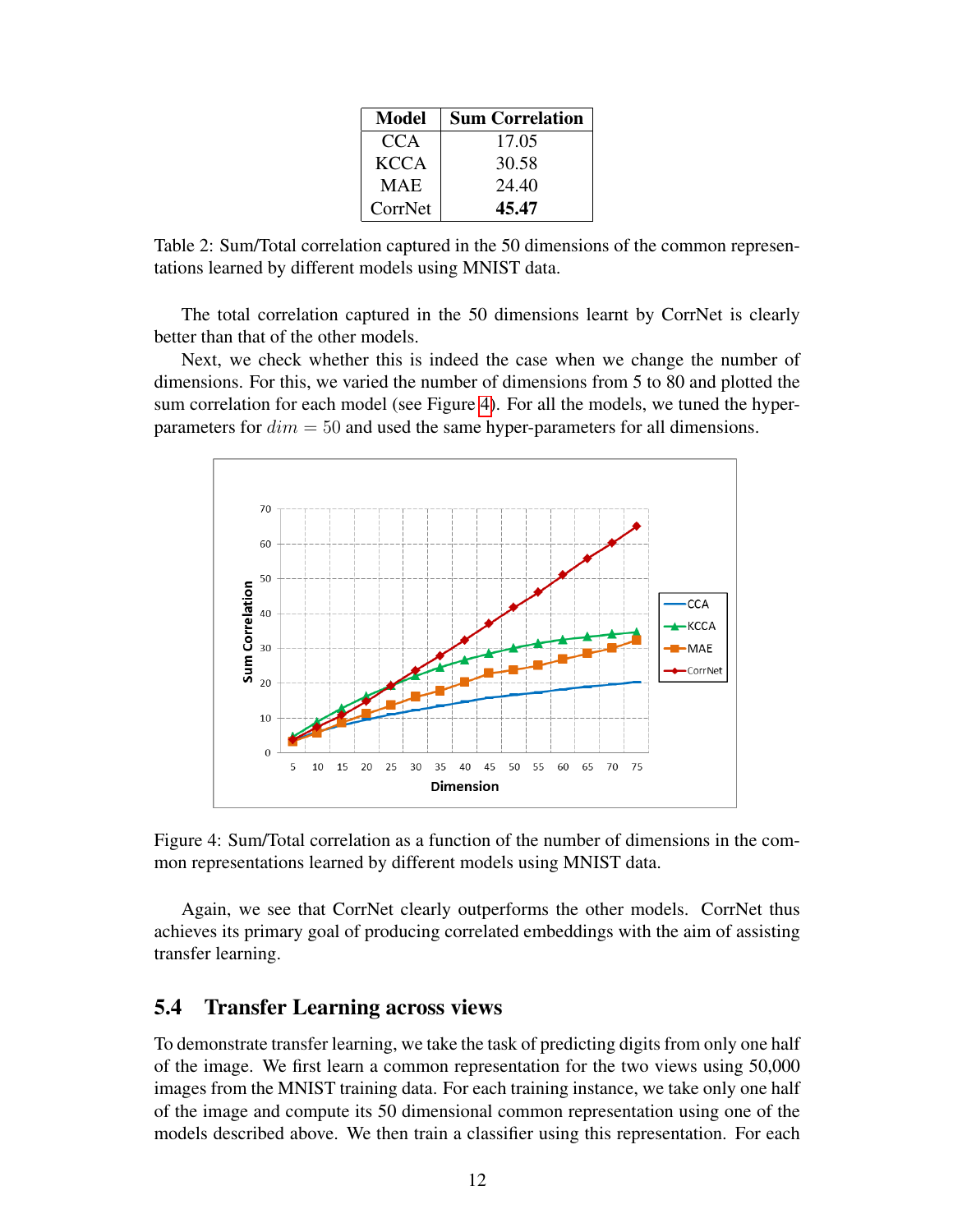| Model | Sum Correlation |
|---|---|
| CCA | 17.05 |
| KCCA | 30.58 |
| MAE | 24.40 |
| CorrNet | **45.47** |

Table 2: Sum/Total correlation captured in the 50 dimensions of the common representations learned by different models using MNIST data.

The total correlation captured in the 50 dimensions learnt by CorrNet is clearly better than that of the other models.

Next, we check whether this is indeed the case when we change the number of dimensions. For this, we varied the number of dimensions from 5 to 80 and plotted the sum correlation for each model (see Figure 4). For all the models, we tuned the hyper-parameters for $dim = 50$ and used the same hyper-parameters for all dimensions.

Figure 4: Sum/Total correlation as a function of the number of dimensions in the common representations learned by different models using MNIST data.

Again, we see that CorrNet clearly outperforms the other models. CorrNet thus achieves its primary goal of producing correlated embeddings with the aim of assisting transfer learning.

## 5.4 Transfer Learning across views

To demonstrate transfer learning, we take the task of predicting digits from only one half of the image. We first learn a common representation for the two views using 50,000 images from the MNIST training data. For each training instance, we take only one half of the image and compute its 50 dimensional common representation using one of the models described above. We then train a classifier using this representation. For each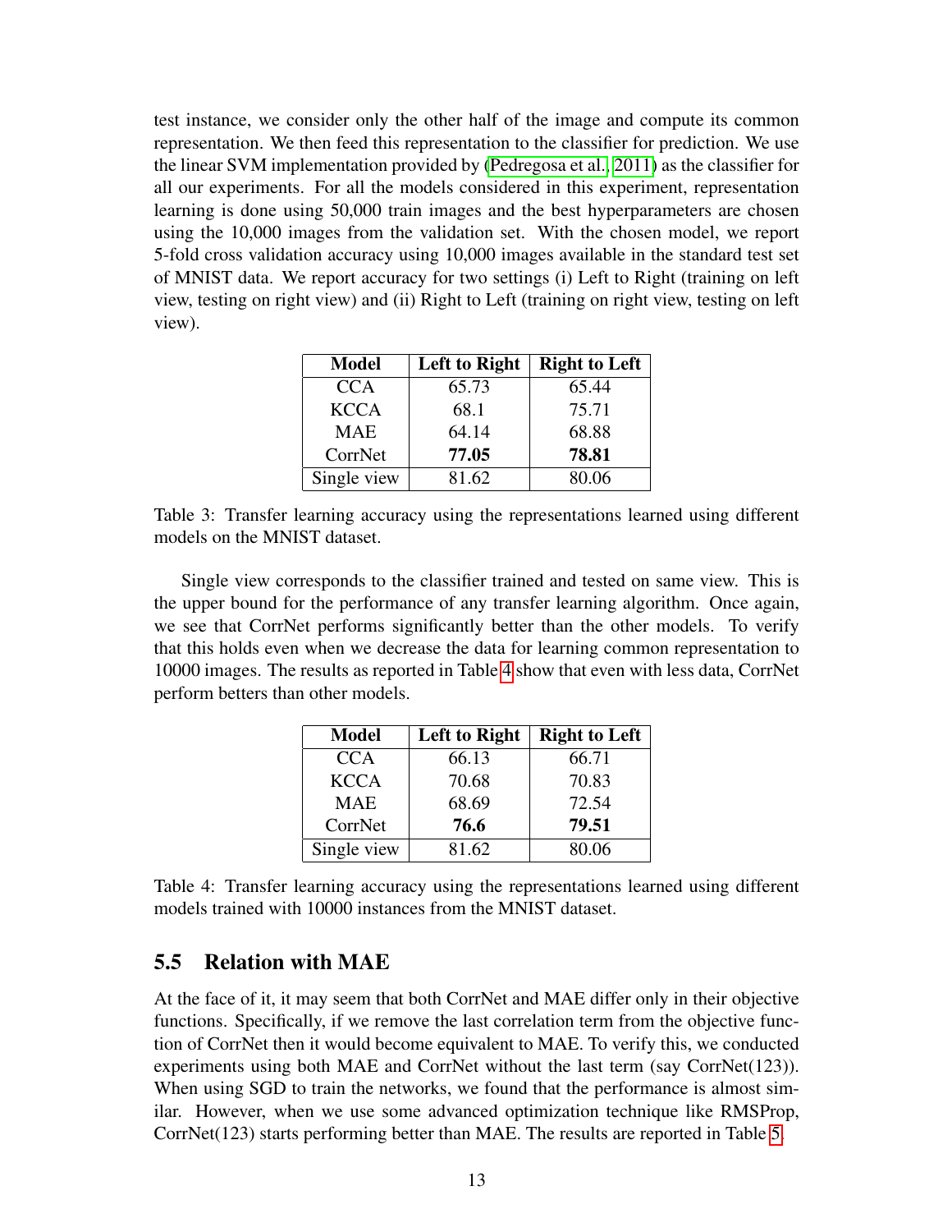test instance, we consider only the other half of the image and compute its common representation. We then feed this representation to the classifier for prediction. We use the linear SVM implementation provided by (Pedregosa et al., 2011) as the classifier for all our experiments. For all the models considered in this experiment, representation learning is done using 50,000 train images and the best hyperparameters are chosen using the 10,000 images from the validation set. With the chosen model, we report 5-fold cross validation accuracy using 10,000 images available in the standard test set of MNIST data. We report accuracy for two settings (i) Left to Right (training on left view, testing on right view) and (ii) Right to Left (training on right view, testing on left view).

| Model | Left to Right | Right to Left |
|---|---|---|
| CCA | 65.73 | 65.44 |
| KCCA | 68.1 | 75.71 |
| MAE | 64.14 | 68.88 |
| CorrNet | **77.05** | **78.81** |
| Single view | 81.62 | 80.06 |

Table 3: Transfer learning accuracy using the representations learned using different models on the MNIST dataset.

Single view corresponds to the classifier trained and tested on same view. This is the upper bound for the performance of any transfer learning algorithm. Once again, we see that CorrNet performs significantly better than the other models. To verify that this holds even when we decrease the data for learning common representation to 10000 images. The results as reported in Table 4 show that even with less data, CorrNet perform betters than other models.

| Model | Left to Right | Right to Left |
|---|---|---|
| CCA | 66.13 | 66.71 |
| KCCA | 70.68 | 70.83 |
| MAE | 68.69 | 72.54 |
| CorrNet | **76.6** | **79.51** |
| Single view | 81.62 | 80.06 |

Table 4: Transfer learning accuracy using the representations learned using different models trained with 10000 instances from the MNIST dataset.

## 5.5 Relation with MAE

At the face of it, it may seem that both CorrNet and MAE differ only in their objective functions. Specifically, if we remove the last correlation term from the objective function of CorrNet then it would become equivalent to MAE. To verify this, we conducted experiments using both MAE and CorrNet without the last term (say CorrNet(123)). When using SGD to train the networks, we found that the performance is almost similar. However, when we use some advanced optimization technique like RMSProp, CorrNet(123) starts performing better than MAE. The results are reported in Table 5.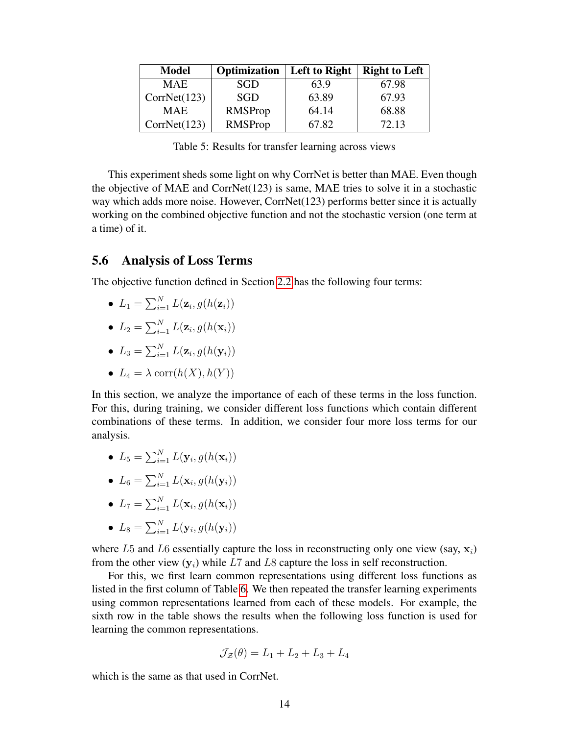| Model | Optimization | Left to Right | Right to Left |
|---|---|---|---|
| MAE | SGD | 63.9 | 67.98 |
| CorrNet(123) | SGD | 63.89 | 67.93 |
| MAE | RMSProp | 64.14 | 68.88 |
| CorrNet(123) | RMSProp | 67.82 | 72.13 |

Table 5: Results for transfer learning across views

This experiment sheds some light on why CorrNet is better than MAE. Even though the objective of MAE and CorrNet(123) is same, MAE tries to solve it in a stochastic way which adds more noise. However, CorrNet(123) performs better since it is actually working on the combined objective function and not the stochastic version (one term at a time) of it.

## 5.6 Analysis of Loss Terms

The objective function defined in Section 2.2 has the following four terms:

- $L_1 = \sum_{i=1}^{N} L(\mathbf{z}_i, g(h(\mathbf{z}_i))$
- $L_2 = \sum_{i=1}^{N} L(\mathbf{z}_i, g(h(\mathbf{x}_i))$
- $L_3 = \sum_{i=1}^{N} L(\mathbf{z}_i, g(h(\mathbf{y}_i))$
- $L_4 = \lambda \operatorname{corr}(h(X), h(Y))$

In this section, we analyze the importance of each of these terms in the loss function. For this, during training, we consider different loss functions which contain different combinations of these terms. In addition, we consider four more loss terms for our analysis.

- $L_5 = \sum_{i=1}^{N} L(\mathbf{y}_i, g(h(\mathbf{x}_i))$
- $L_6 = \sum_{i=1}^{N} L(\mathbf{x}_i, g(h(\mathbf{y}_i))$
- $L_7 = \sum_{i=1}^{N} L(\mathbf{x}_i, g(h(\mathbf{x}_i))$
- $L_8 = \sum_{i=1}^{N} L(\mathbf{y}_i, g(h(\mathbf{y}_i))$

where $L5$ and $L6$ essentially capture the loss in reconstructing only one view (say, $\mathbf{x}_i$) from the other view ($\mathbf{y}_i$) while $L7$ and $L8$ capture the loss in self reconstruction.

For this, we first learn common representations using different loss functions as listed in the first column of Table 6. We then repeated the transfer learning experiments using common representations learned from each of these models. For example, the sixth row in the table shows the results when the following loss function is used for learning the common representations.

$$\mathcal{J}_{\mathcal{Z}}(\theta) = L_1 + L_2 + L_3 + L_4$$

which is the same as that used in CorrNet.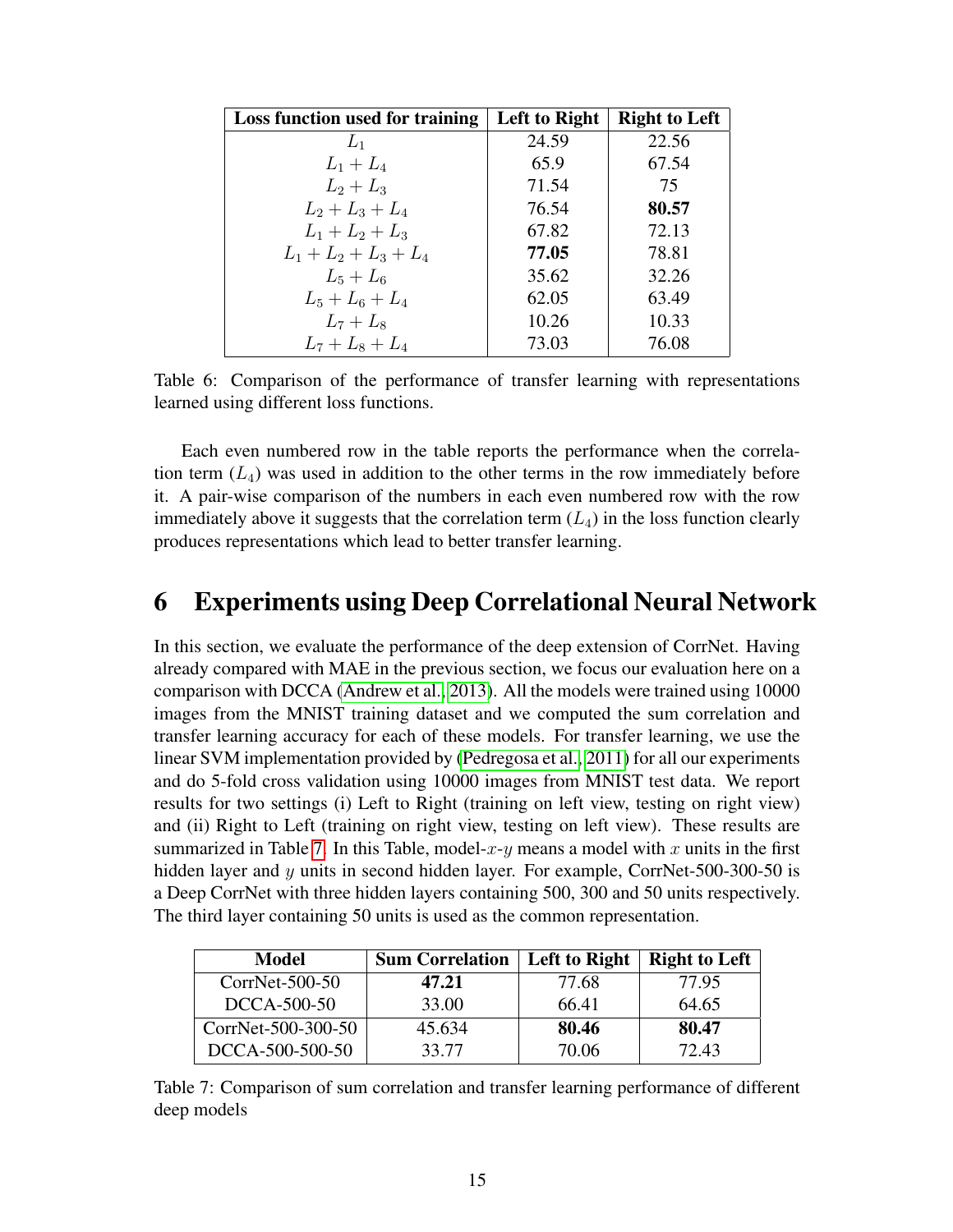| Loss function used for training | Left to Right | Right to Left |
|---|---|---|
| $L_1$ | 24.59 | 22.56 |
| $L_1 + L_4$ | 65.9 | 67.54 |
| $L_2 + L_3$ | 71.54 | 75 |
| $L_2 + L_3 + L_4$ | 76.54 | **80.57** |
| $L_1 + L_2 + L_3$ | 67.82 | 72.13 |
| $L_1 + L_2 + L_3 + L_4$ | **77.05** | 78.81 |
| $L_5 + L_6$ | 35.62 | 32.26 |
| $L_5 + L_6 + L_4$ | 62.05 | 63.49 |
| $L_7 + L_8$ | 10.26 | 10.33 |
| $L_7 + L_8 + L_4$ | 73.03 | 76.08 |

Table 6: Comparison of the performance of transfer learning with representations learned using different loss functions.

Each even numbered row in the table reports the performance when the correlation term ($L_4$) was used in addition to the other terms in the row immediately before it. A pair-wise comparison of the numbers in each even numbered row with the row immediately above it suggests that the correlation term ($L_4$) in the loss function clearly produces representations which lead to better transfer learning.

# 6 Experiments using Deep Correlational Neural Network

In this section, we evaluate the performance of the deep extension of CorrNet. Having already compared with MAE in the previous section, we focus our evaluation here on a comparison with DCCA (Andrew et al., 2013). All the models were trained using 10000 images from the MNIST training dataset and we computed the sum correlation and transfer learning accuracy for each of these models. For transfer learning, we use the linear SVM implementation provided by (Pedregosa et al., 2011) for all our experiments and do 5-fold cross validation using 10000 images from MNIST test data. We report results for two settings (i) Left to Right (training on left view, testing on right view) and (ii) Right to Left (training on right view, testing on left view). These results are summarized in Table 7. In this Table, model-$x$-$y$ means a model with $x$ units in the first hidden layer and $y$ units in second hidden layer. For example, CorrNet-500-300-50 is a Deep CorrNet with three hidden layers containing 500, 300 and 50 units respectively. The third layer containing 50 units is used as the common representation.

| Model | Sum Correlation | Left to Right | Right to Left |
|---|---|---|---|
| CorrNet-500-50 | **47.21** | 77.68 | 77.95 |
| DCCA-500-50 | 33.00 | 66.41 | 64.65 |
| CorrNet-500-300-50 | 45.634 | **80.46** | **80.47** |
| DCCA-500-500-50 | 33.77 | 70.06 | 72.43 |

Table 7: Comparison of sum correlation and transfer learning performance of different deep models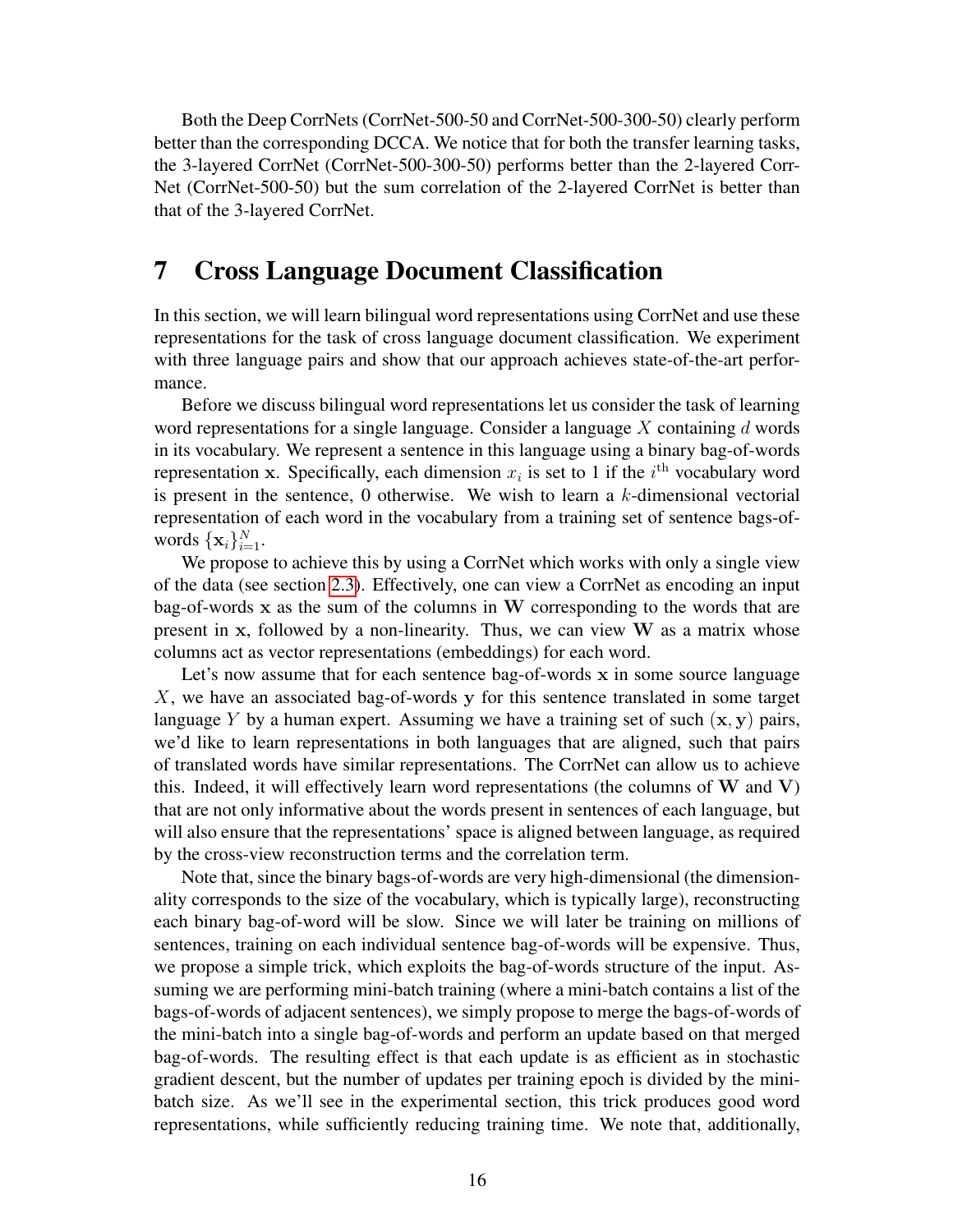Both the Deep CorrNets (CorrNet-500-50 and CorrNet-500-300-50) clearly perform better than the corresponding DCCA. We notice that for both the transfer learning tasks, the 3-layered CorrNet (CorrNet-500-300-50) performs better than the 2-layered CorrNet (CorrNet-500-50) but the sum correlation of the 2-layered CorrNet is better than that of the 3-layered CorrNet.

# 7 Cross Language Document Classification

In this section, we will learn bilingual word representations using CorrNet and use these representations for the task of cross language document classification. We experiment with three language pairs and show that our approach achieves state-of-the-art performance.

Before we discuss bilingual word representations let us consider the task of learning word representations for a single language. Consider a language $X$ containing $d$ words in its vocabulary. We represent a sentence in this language using a binary bag-of-words representation $\mathbf{x}$. Specifically, each dimension $x_i$ is set to 1 if the $i^{\text{th}}$ vocabulary word is present in the sentence, 0 otherwise. We wish to learn a $k$-dimensional vectorial representation of each word in the vocabulary from a training set of sentence bags-of-words $\{\mathbf{x}_i\}_{i=1}^{N}$.

We propose to achieve this by using a CorrNet which works with only a single view of the data (see section 2.3). Effectively, one can view a CorrNet as encoding an input bag-of-words $\mathbf{x}$ as the sum of the columns in $\mathbf{W}$ corresponding to the words that are present in $\mathbf{x}$, followed by a non-linearity. Thus, we can view $\mathbf{W}$ as a matrix whose columns act as vector representations (embeddings) for each word.

Let's now assume that for each sentence bag-of-words $\mathbf{x}$ in some source language $X$, we have an associated bag-of-words $\mathbf{y}$ for this sentence translated in some target language $Y$ by a human expert. Assuming we have a training set of such $(\mathbf{x}, \mathbf{y})$ pairs, we'd like to learn representations in both languages that are aligned, such that pairs of translated words have similar representations. The CorrNet can allow us to achieve this. Indeed, it will effectively learn word representations (the columns of $\mathbf{W}$ and $\mathbf{V}$) that are not only informative about the words present in sentences of each language, but will also ensure that the representations' space is aligned between language, as required by the cross-view reconstruction terms and the correlation term.

Note that, since the binary bags-of-words are very high-dimensional (the dimensionality corresponds to the size of the vocabulary, which is typically large), reconstructing each binary bag-of-word will be slow. Since we will later be training on millions of sentences, training on each individual sentence bag-of-words will be expensive. Thus, we propose a simple trick, which exploits the bag-of-words structure of the input. Assuming we are performing mini-batch training (where a mini-batch contains a list of the bags-of-words of adjacent sentences), we simply propose to merge the bags-of-words of the mini-batch into a single bag-of-words and perform an update based on that merged bag-of-words. The resulting effect is that each update is as efficient as in stochastic gradient descent, but the number of updates per training epoch is divided by the mini-batch size. As we'll see in the experimental section, this trick produces good word representations, while sufficiently reducing training time. We note that, additionally,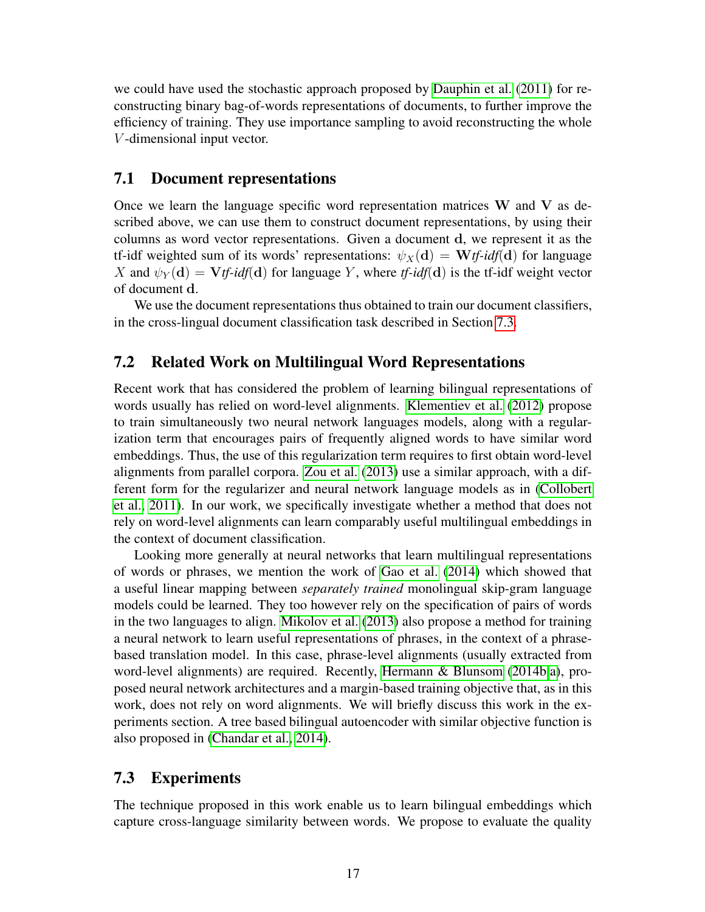we could have used the stochastic approach proposed by Dauphin et al. (2011) for reconstructing binary bag-of-words representations of documents, to further improve the efficiency of training. They use importance sampling to avoid reconstructing the whole $V$-dimensional input vector.

## 7.1 Document representations

Once we learn the language specific word representation matrices $\mathbf{W}$ and $\mathbf{V}$ as described above, we can use them to construct document representations, by using their columns as word vector representations. Given a document $\mathbf{d}$, we represent it as the tf-idf weighted sum of its words' representations: $\psi_X(\mathbf{d}) = \mathbf{W}\textit{tf-idf}(\mathbf{d})$ for language $X$ and $\psi_Y(\mathbf{d}) = \mathbf{V}\textit{tf-idf}(\mathbf{d})$ for language $Y$, where *tf-idf*($\mathbf{d}$) is the tf-idf weight vector of document $\mathbf{d}$.

We use the document representations thus obtained to train our document classifiers, in the cross-lingual document classification task described in Section 7.3.

## 7.2 Related Work on Multilingual Word Representations

Recent work that has considered the problem of learning bilingual representations of words usually has relied on word-level alignments. Klementiev et al. (2012) propose to train simultaneously two neural network languages models, along with a regularization term that encourages pairs of frequently aligned words to have similar word embeddings. Thus, the use of this regularization term requires to first obtain word-level alignments from parallel corpora. Zou et al. (2013) use a similar approach, with a different form for the regularizer and neural network language models as in (Collobert et al., 2011). In our work, we specifically investigate whether a method that does not rely on word-level alignments can learn comparably useful multilingual embeddings in the context of document classification.

Looking more generally at neural networks that learn multilingual representations of words or phrases, we mention the work of Gao et al. (2014) which showed that a useful linear mapping between *separately trained* monolingual skip-gram language models could be learned. They too however rely on the specification of pairs of words in the two languages to align. Mikolov et al. (2013) also propose a method for training a neural network to learn useful representations of phrases, in the context of a phrase-based translation model. In this case, phrase-level alignments (usually extracted from word-level alignments) are required. Recently, Hermann & Blunsom (2014b;a), proposed neural network architectures and a margin-based training objective that, as in this work, does not rely on word alignments. We will briefly discuss this work in the experiments section. A tree based bilingual autoencoder with similar objective function is also proposed in (Chandar et al., 2014).

## 7.3 Experiments

The technique proposed in this work enable us to learn bilingual embeddings which capture cross-language similarity between words. We propose to evaluate the quality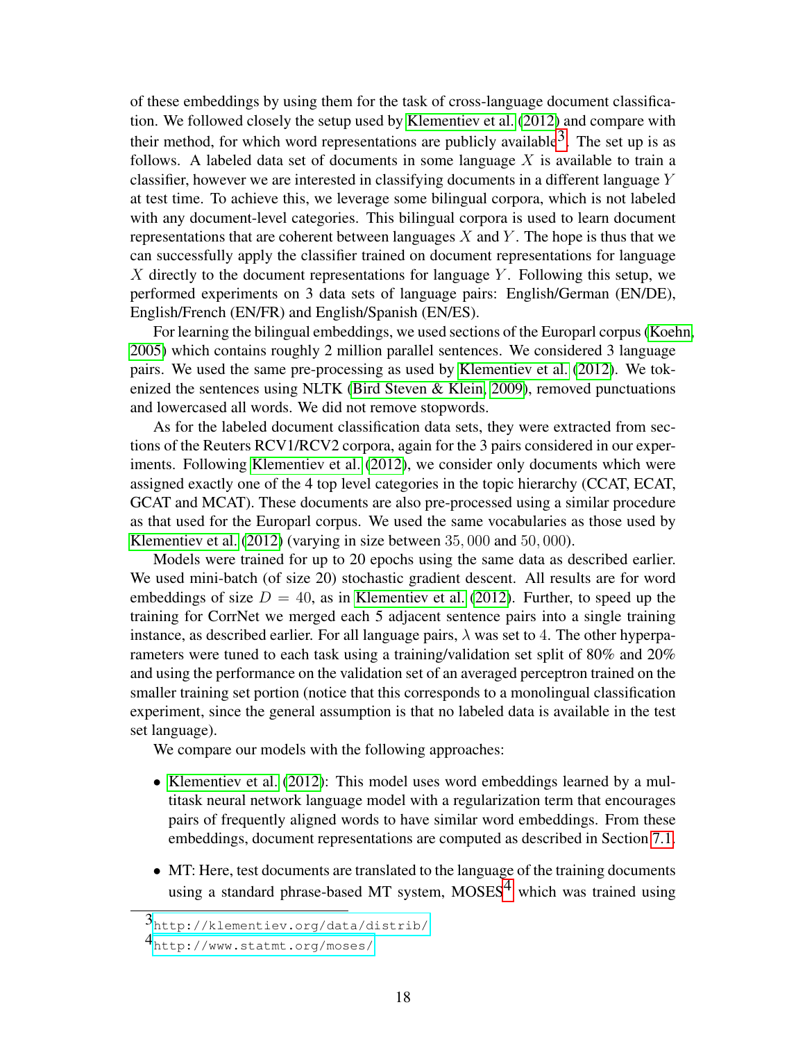of these embeddings by using them for the task of cross-language document classification. We followed closely the setup used by Klementiev et al. (2012) and compare with their method, for which word representations are publicly available[3]. The set up is as follows. A labeled data set of documents in some language $X$ is available to train a classifier, however we are interested in classifying documents in a different language $Y$ at test time. To achieve this, we leverage some bilingual corpora, which is not labeled with any document-level categories. This bilingual corpora is used to learn document representations that are coherent between languages $X$ and $Y$. The hope is thus that we can successfully apply the classifier trained on document representations for language $X$ directly to the document representations for language $Y$. Following this setup, we performed experiments on 3 data sets of language pairs: English/German (EN/DE), English/French (EN/FR) and English/Spanish (EN/ES).

For learning the bilingual embeddings, we used sections of the Europarl corpus (Koehn, 2005) which contains roughly 2 million parallel sentences. We considered 3 language pairs. We used the same pre-processing as used by Klementiev et al. (2012). We tokenized the sentences using NLTK (Bird Steven & Klein, 2009), removed punctuations and lowercased all words. We did not remove stopwords.

As for the labeled document classification data sets, they were extracted from sections of the Reuters RCV1/RCV2 corpora, again for the 3 pairs considered in our experiments. Following Klementiev et al. (2012), we consider only documents which were assigned exactly one of the 4 top level categories in the topic hierarchy (CCAT, ECAT, GCAT and MCAT). These documents are also pre-processed using a similar procedure as that used for the Europarl corpus. We used the same vocabularies as those used by Klementiev et al. (2012) (varying in size between $35,000$ and $50,000$).

Models were trained for up to 20 epochs using the same data as described earlier. We used mini-batch (of size 20) stochastic gradient descent. All results are for word embeddings of size $D = 40$, as in Klementiev et al. (2012). Further, to speed up the training for CorrNet we merged each 5 adjacent sentence pairs into a single training instance, as described earlier. For all language pairs, $\lambda$ was set to $4$. The other hyperparameters were tuned to each task using a training/validation set split of 80% and 20% and using the performance on the validation set of an averaged perceptron trained on the smaller training set portion (notice that this corresponds to a monolingual classification experiment, since the general assumption is that no labeled data is available in the test set language).

We compare our models with the following approaches:

- Klementiev et al. (2012): This model uses word embeddings learned by a multitask neural network language model with a regularization term that encourages pairs of frequently aligned words to have similar word embeddings. From these embeddings, document representations are computed as described in Section 7.1.
- MT: Here, test documents are translated to the language of the training documents using a standard phrase-based MT system, MOSES[4] which was trained using

[3] http://klementiev.org/data/distrib/

[4] http://www.statmt.org/moses/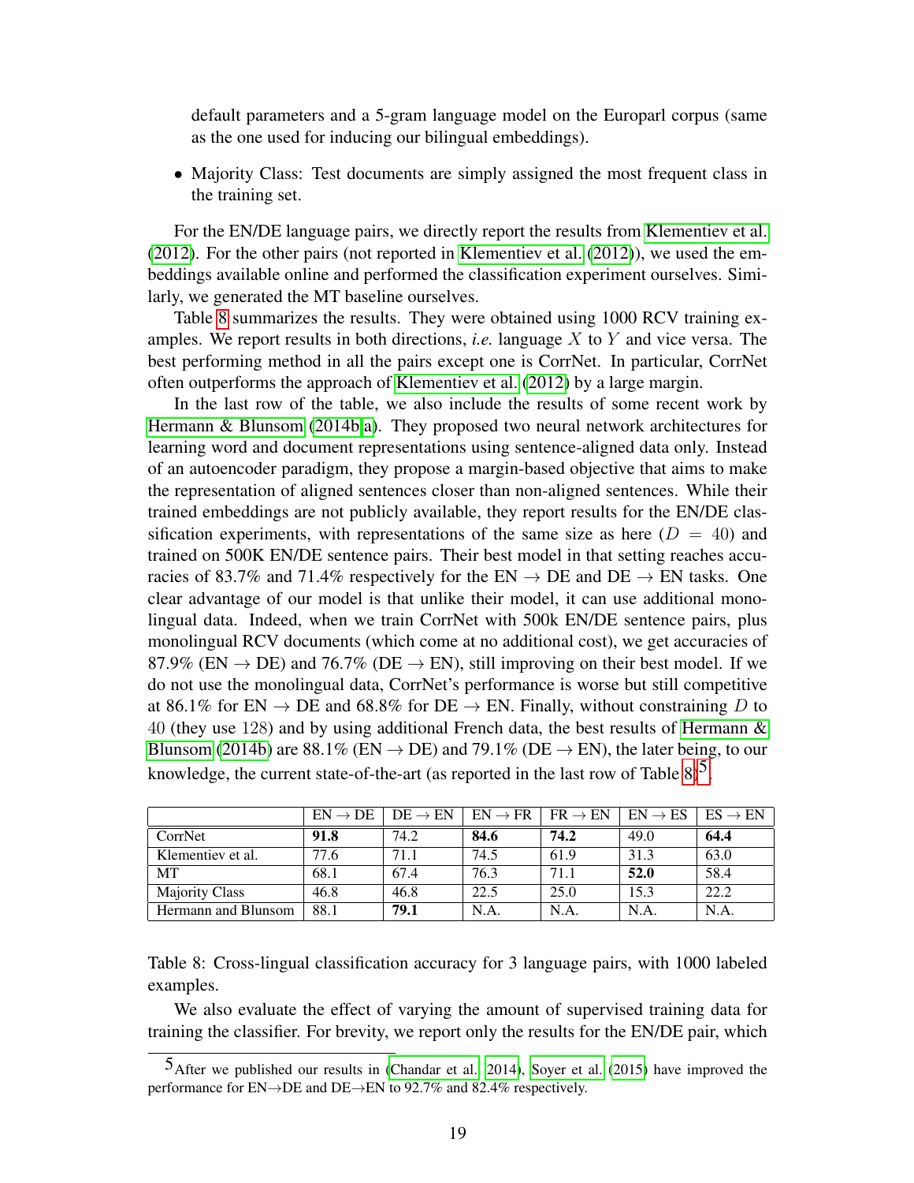default parameters and a 5-gram language model on the Europarl corpus (same as the one used for inducing our bilingual embeddings).

- Majority Class: Test documents are simply assigned the most frequent class in the training set.

For the EN/DE language pairs, we directly report the results from Klementiev et al. (2012). For the other pairs (not reported in Klementiev et al. (2012)), we used the embeddings available online and performed the classification experiment ourselves. Similarly, we generated the MT baseline ourselves.

Table 8 summarizes the results. They were obtained using 1000 RCV training examples. We report results in both directions, *i.e.* language $X$ to $Y$ and vice versa. The best performing method in all the pairs except one is CorrNet. In particular, CorrNet often outperforms the approach of Klementiev et al. (2012) by a large margin.

In the last row of the table, we also include the results of some recent work by Hermann & Blunsom (2014b,a). They proposed two neural network architectures for learning word and document representations using sentence-aligned data only. Instead of an autoencoder paradigm, they propose a margin-based objective that aims to make the representation of aligned sentences closer than non-aligned sentences. While their trained embeddings are not publicly available, they report results for the EN/DE classification experiments, with representations of the same size as here ($D = 40$) and trained on 500K EN/DE sentence pairs. Their best model in that setting reaches accuracies of 83.7% and 71.4% respectively for the EN $\rightarrow$ DE and DE $\rightarrow$ EN tasks. One clear advantage of our model is that unlike their model, it can use additional monolingual data. Indeed, when we train CorrNet with 500k EN/DE sentence pairs, plus monolingual RCV documents (which come at no additional cost), we get accuracies of 87.9% (EN $\rightarrow$ DE) and 76.7% (DE $\rightarrow$ EN), still improving on their best model. If we do not use the monolingual data, CorrNet's performance is worse but still competitive at 86.1% for EN $\rightarrow$ DE and 68.8% for DE $\rightarrow$ EN. Finally, without constraining $D$ to $40$ (they use $128$) and by using additional French data, the best results of Hermann & Blunsom (2014b) are 88.1% (EN $\rightarrow$ DE) and 79.1% (DE $\rightarrow$ EN), the later being, to our knowledge, the current state-of-the-art (as reported in the last row of Table 8)[5].

| | EN $\rightarrow$ DE | DE $\rightarrow$ EN | EN $\rightarrow$ FR | FR $\rightarrow$ EN | EN $\rightarrow$ ES | ES $\rightarrow$ EN |
|---|---|---|---|---|---|---|
| CorrNet | **91.8** | 74.2 | **84.6** | **74.2** | 49.0 | **64.4** |
| Klementiev et al. | 77.6 | 71.1 | 74.5 | 61.9 | 31.3 | 63.0 |
| MT | 68.1 | 67.4 | 76.3 | 71.1 | **52.0** | 58.4 |
| Majority Class | 46.8 | 46.8 | 22.5 | 25.0 | 15.3 | 22.2 |
| Hermann and Blunsom | 88.1 | **79.1** | N.A. | N.A. | N.A. | N.A. |

Table 8: Cross-lingual classification accuracy for 3 language pairs, with 1000 labeled examples.

We also evaluate the effect of varying the amount of supervised training data for training the classifier. For brevity, we report only the results for the EN/DE pair, which

[5] After we published our results in (Chandar et al., 2014), Soyer et al. (2015) have improved the performance for EN$\rightarrow$DE and DE$\rightarrow$EN to 92.7% and 82.4% respectively.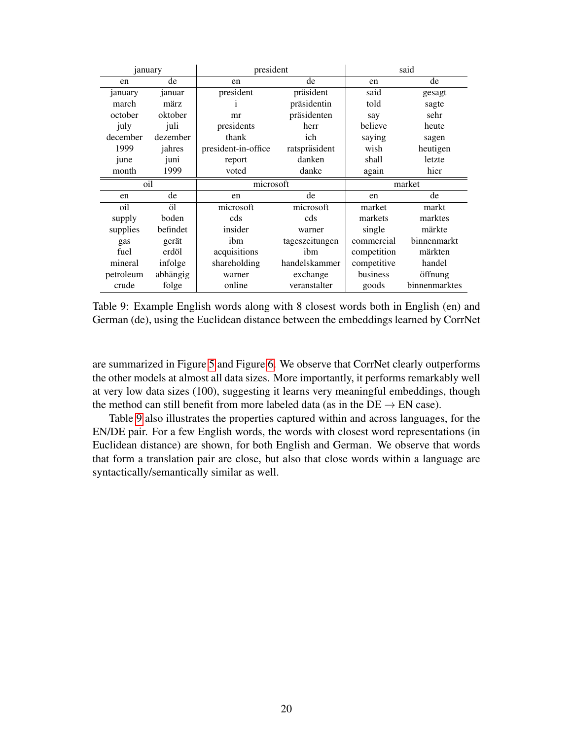| january | | president | | said | |
|---|---|---|---|---|---|
| en | de | en | de | en | de |
| january | januar | president | präsident | said | gesagt |
| march | märz | i | präsidentin | told | sagte |
| october | oktober | mr | präsidenten | say | sehr |
| july | juli | presidents | herr | believe | heute |
| december | dezember | thank | ich | saying | sagen |
| 1999 | jahres | president-in-office | ratspräsident | wish | heutigen |
| june | juni | report | danken | shall | letzte |
| month | 1999 | voted | danke | again | hier |
| **oil** | | **microsoft** | | **market** | |
| en | de | en | de | en | de |
| oil | öl | microsoft | microsoft | market | markt |
| supply | boden | cds | cds | markets | marktes |
| supplies | befindet | insider | warner | single | märkte |
| gas | gerät | ibm | tageszeitungen | commercial | binnenmarkt |
| fuel | erdöl | acquisitions | ibm | competition | märkten |
| mineral | infolge | shareholding | handelskammer | competitive | handel |
| petroleum | abhängig | warner | exchange | business | öffnung |
| crude | folge | online | veranstalter | goods | binnenmarktes |

Table 9: Example English words along with 8 closest words both in English (en) and German (de), using the Euclidean distance between the embeddings learned by CorrNet

are summarized in Figure 5 and Figure 6. We observe that CorrNet clearly outperforms the other models at almost all data sizes. More importantly, it performs remarkably well at very low data sizes (100), suggesting it learns very meaningful embeddings, though the method can still benefit from more labeled data (as in the DE $\rightarrow$ EN case).

Table 9 also illustrates the properties captured within and across languages, for the EN/DE pair. For a few English words, the words with closest word representations (in Euclidean distance) are shown, for both English and German. We observe that words that form a translation pair are close, but also that close words within a language are syntactically/semantically similar as well.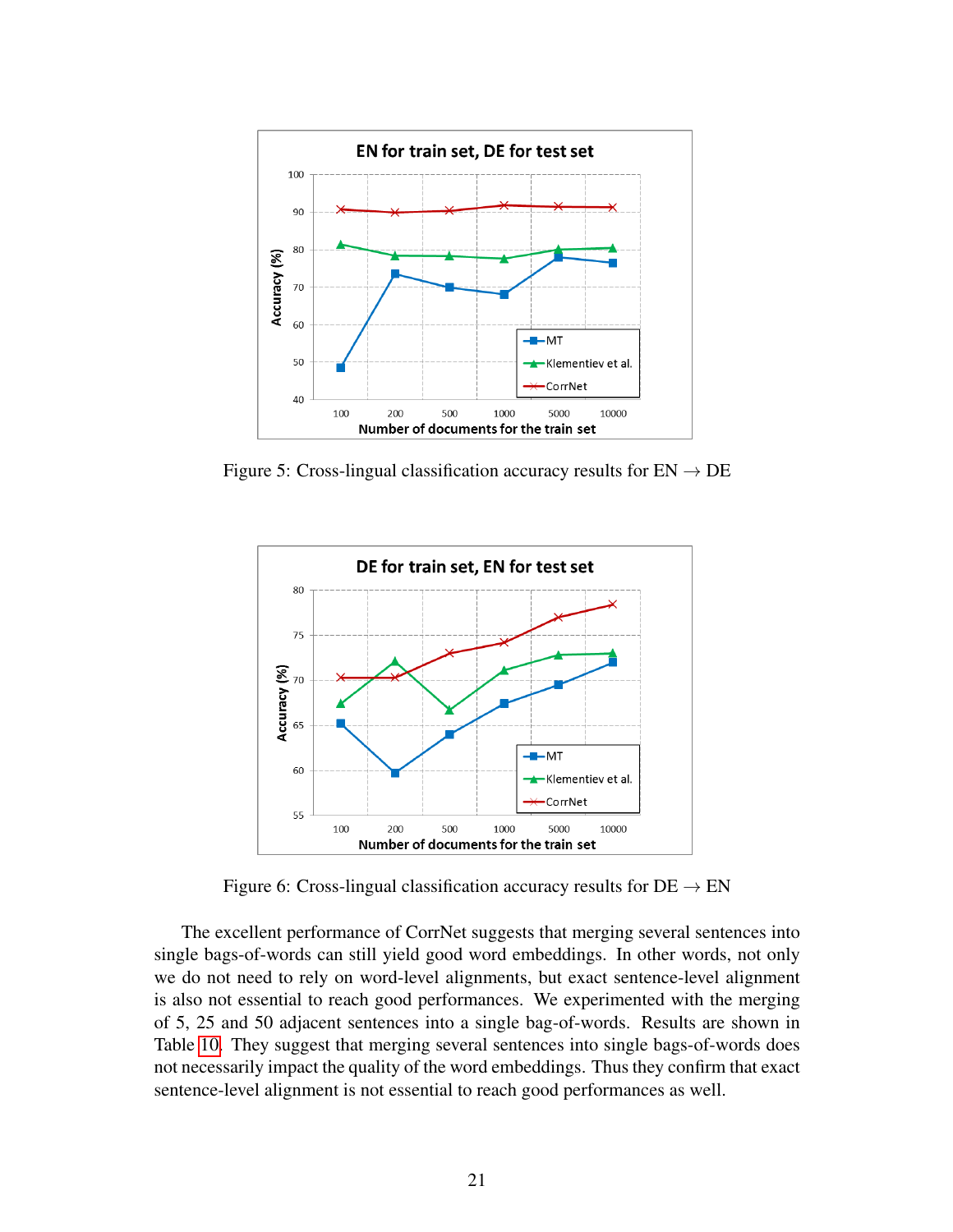Figure 5: Cross-lingual classification accuracy results for EN → DE

Figure 6: Cross-lingual classification accuracy results for DE → EN

The excellent performance of CorrNet suggests that merging several sentences into single bags-of-words can still yield good word embeddings. In other words, not only we do not need to rely on word-level alignments, but exact sentence-level alignment is also not essential to reach good performances. We experimented with the merging of 5, 25 and 50 adjacent sentences into a single bag-of-words. Results are shown in Table 10. They suggest that merging several sentences into single bags-of-words does not necessarily impact the quality of the word embeddings. Thus they confirm that exact sentence-level alignment is not essential to reach good performances as well.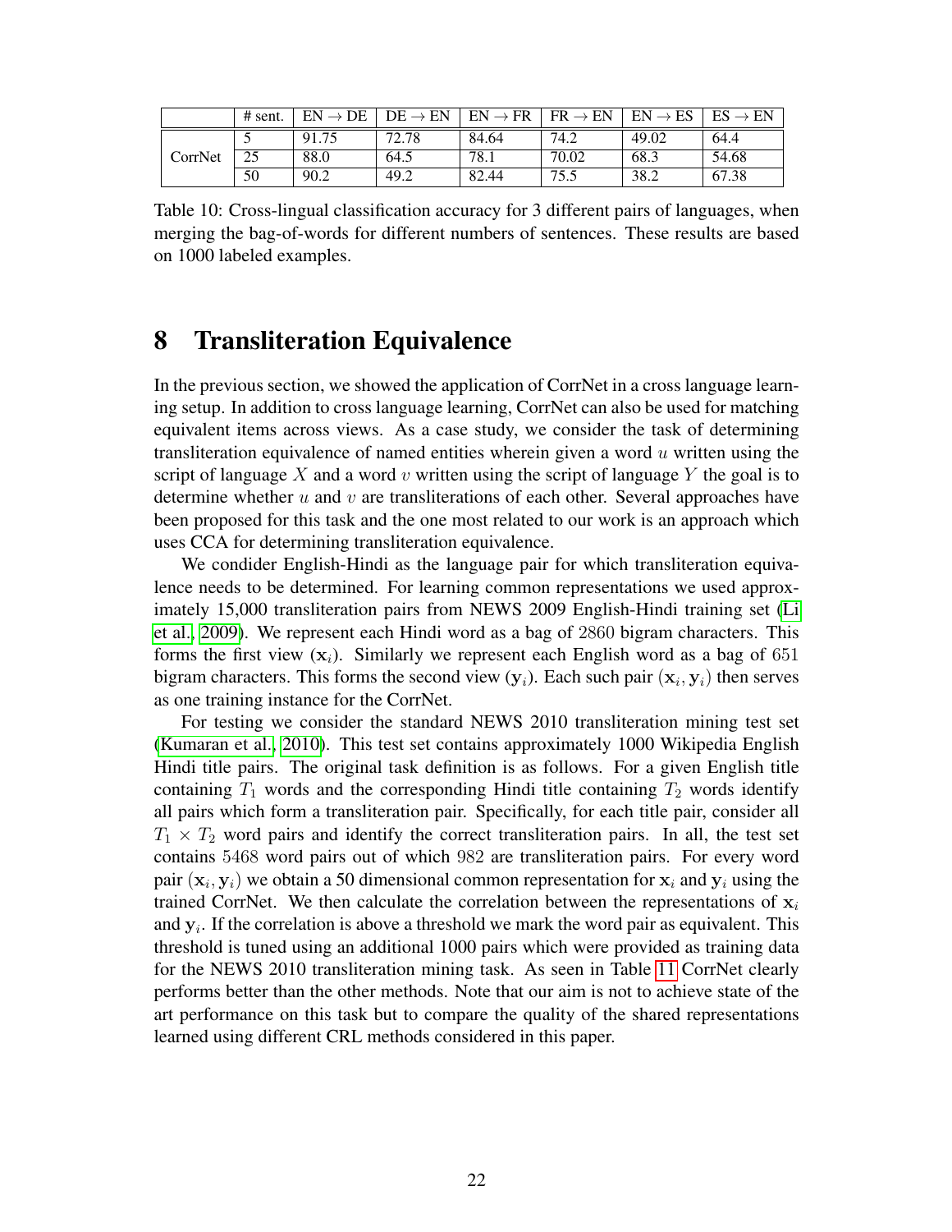| | # sent. | EN → DE | DE → EN | EN → FR | FR → EN | EN → ES | ES → EN |
|---|---|---|---|---|---|---|---|
| CorrNet | 5 | 91.75 | 72.78 | 84.64 | 74.2 | 49.02 | 64.4 |
| | 25 | 88.0 | 64.5 | 78.1 | 70.02 | 68.3 | 54.68 |
| | 50 | 90.2 | 49.2 | 82.44 | 75.5 | 38.2 | 67.38 |

Table 10: Cross-lingual classification accuracy for 3 different pairs of languages, when merging the bag-of-words for different numbers of sentences. These results are based on 1000 labeled examples.

# 8 Transliteration Equivalence

In the previous section, we showed the application of CorrNet in a cross language learning setup. In addition to cross language learning, CorrNet can also be used for matching equivalent items across views. As a case study, we consider the task of determining transliteration equivalence of named entities wherein given a word $u$ written using the script of language $X$ and a word $v$ written using the script of language $Y$ the goal is to determine whether $u$ and $v$ are transliterations of each other. Several approaches have been proposed for this task and the one most related to our work is an approach which uses CCA for determining transliteration equivalence.

We condider English-Hindi as the language pair for which transliteration equivalence needs to be determined. For learning common representations we used approximately 15,000 transliteration pairs from NEWS 2009 English-Hindi training set (Li et al., 2009). We represent each Hindi word as a bag of $2860$ bigram characters. This forms the first view ($\mathbf{x}_i$). Similarly we represent each English word as a bag of $651$ bigram characters. This forms the second view ($\mathbf{y}_i$). Each such pair ($\mathbf{x}_i, \mathbf{y}_i$) then serves as one training instance for the CorrNet.

For testing we consider the standard NEWS 2010 transliteration mining test set (Kumaran et al., 2010). This test set contains approximately 1000 Wikipedia English Hindi title pairs. The original task definition is as follows. For a given English title containing $T_1$ words and the corresponding Hindi title containing $T_2$ words identify all pairs which form a transliteration pair. Specifically, for each title pair, consider all $T_1 \times T_2$ word pairs and identify the correct transliteration pairs. In all, the test set contains $5468$ word pairs out of which $982$ are transliteration pairs. For every word pair ($\mathbf{x}_i, \mathbf{y}_i$) we obtain a 50 dimensional common representation for $\mathbf{x}_i$ and $\mathbf{y}_i$ using the trained CorrNet. We then calculate the correlation between the representations of $\mathbf{x}_i$ and $\mathbf{y}_i$. If the correlation is above a threshold we mark the word pair as equivalent. This threshold is tuned using an additional 1000 pairs which were provided as training data for the NEWS 2010 transliteration mining task. As seen in Table 11 CorrNet clearly performs better than the other methods. Note that our aim is not to achieve state of the art performance on this task but to compare the quality of the shared representations learned using different CRL methods considered in this paper.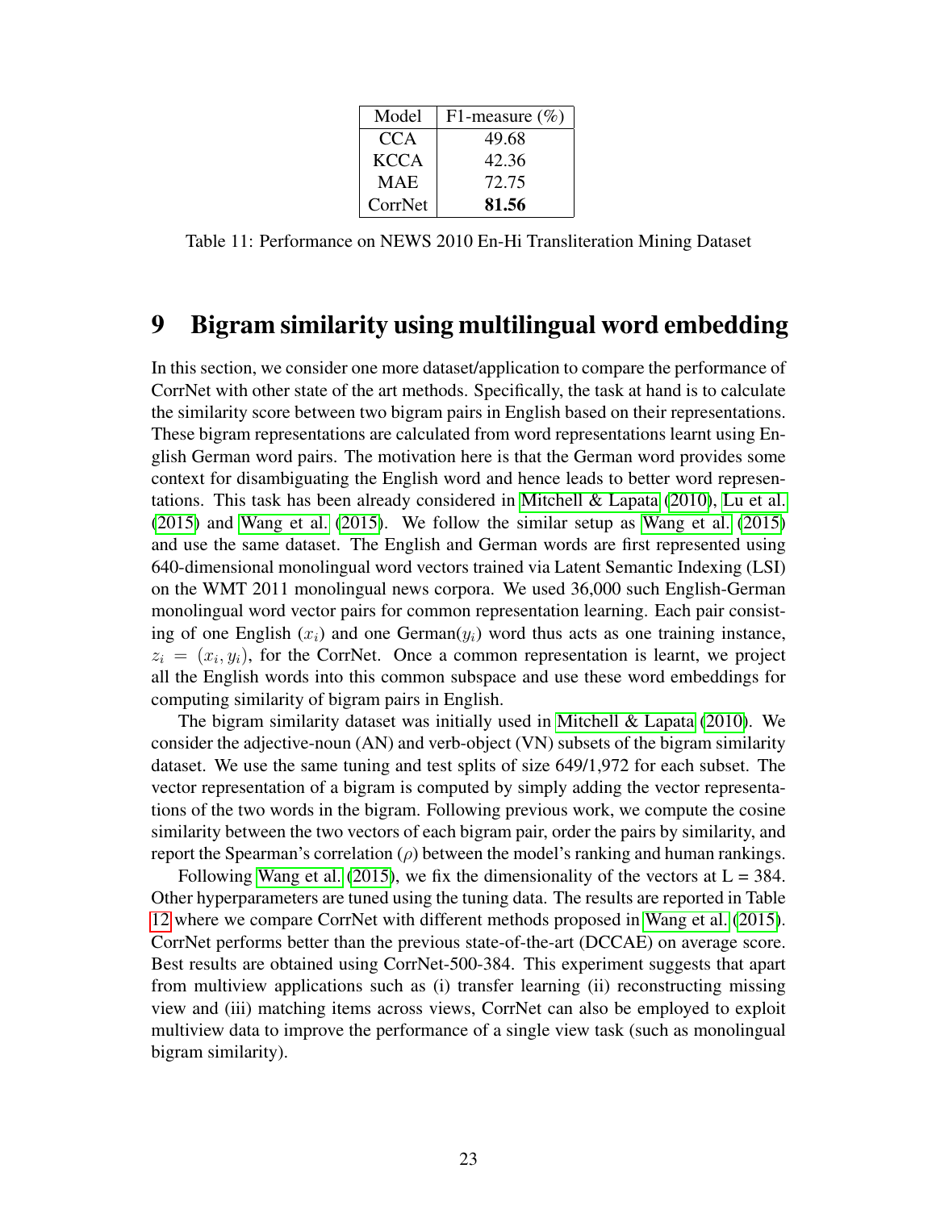| Model | F1-measure (%) |
|---|---|
| CCA | 49.68 |
| KCCA | 42.36 |
| MAE | 72.75 |
| CorrNet | **81.56** |

Table 11: Performance on NEWS 2010 En-Hi Transliteration Mining Dataset

# 9 Bigram similarity using multilingual word embedding

In this section, we consider one more dataset/application to compare the performance of CorrNet with other state of the art methods. Specifically, the task at hand is to calculate the similarity score between two bigram pairs in English based on their representations. These bigram representations are calculated from word representations learnt using English German word pairs. The motivation here is that the German word provides some context for disambiguating the English word and hence leads to better word representations. This task has been already considered in Mitchell & Lapata (2010), Lu et al. (2015) and Wang et al. (2015). We follow the similar setup as Wang et al. (2015) and use the same dataset. The English and German words are first represented using 640-dimensional monolingual word vectors trained via Latent Semantic Indexing (LSI) on the WMT 2011 monolingual news corpora. We used 36,000 such English-German monolingual word vector pairs for common representation learning. Each pair consisting of one English ($x_i$) and one German($y_i$) word thus acts as one training instance, $z_i = (x_i, y_i)$, for the CorrNet. Once a common representation is learnt, we project all the English words into this common subspace and use these word embeddings for computing similarity of bigram pairs in English.

The bigram similarity dataset was initially used in Mitchell & Lapata (2010). We consider the adjective-noun (AN) and verb-object (VN) subsets of the bigram similarity dataset. We use the same tuning and test splits of size 649/1,972 for each subset. The vector representation of a bigram is computed by simply adding the vector representations of the two words in the bigram. Following previous work, we compute the cosine similarity between the two vectors of each bigram pair, order the pairs by similarity, and report the Spearman's correlation ($\rho$) between the model's ranking and human rankings.

Following Wang et al. (2015), we fix the dimensionality of the vectors at L = 384. Other hyperparameters are tuned using the tuning data. The results are reported in Table 12 where we compare CorrNet with different methods proposed in Wang et al. (2015). CorrNet performs better than the previous state-of-the-art (DCCAE) on average score. Best results are obtained using CorrNet-500-384. This experiment suggests that apart from multiview applications such as (i) transfer learning (ii) reconstructing missing view and (iii) matching items across views, CorrNet can also be employed to exploit multiview data to improve the performance of a single view task (such as monolingual bigram similarity).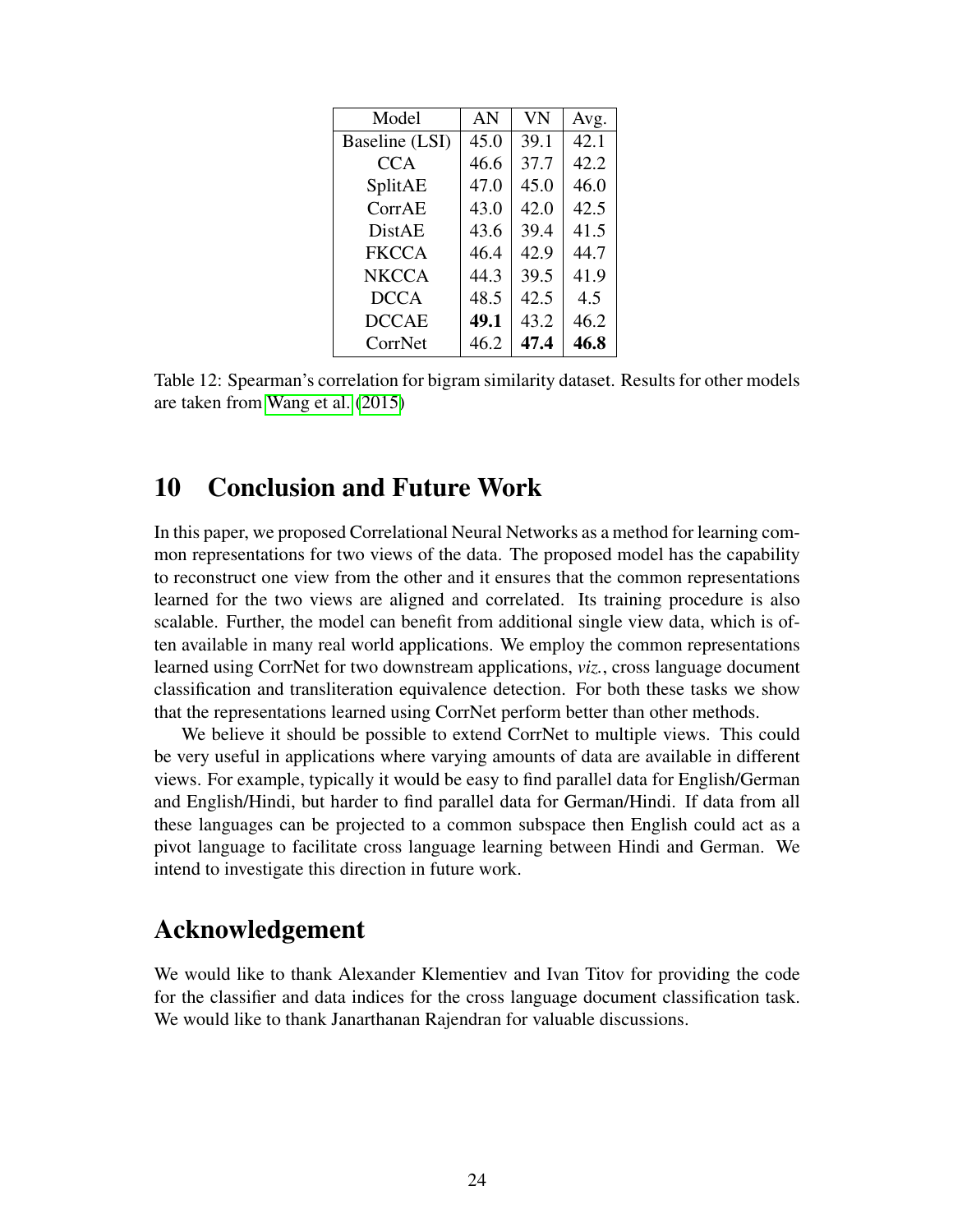| Model | AN | VN | Avg. |
|---|---|---|---|
| Baseline (LSI) | 45.0 | 39.1 | 42.1 |
| CCA | 46.6 | 37.7 | 42.2 |
| SplitAE | 47.0 | 45.0 | 46.0 |
| CorrAE | 43.0 | 42.0 | 42.5 |
| DistAE | 43.6 | 39.4 | 41.5 |
| FKCCA | 46.4 | 42.9 | 44.7 |
| NKCCA | 44.3 | 39.5 | 41.9 |
| DCCA | 48.5 | 42.5 | 4.5 |
| DCCAE | **49.1** | 43.2 | 46.2 |
| CorrNet | 46.2 | **47.4** | **46.8** |

Table 12: Spearman's correlation for bigram similarity dataset. Results for other models are taken from Wang et al. (2015)

## 10 Conclusion and Future Work

In this paper, we proposed Correlational Neural Networks as a method for learning common representations for two views of the data. The proposed model has the capability to reconstruct one view from the other and it ensures that the common representations learned for the two views are aligned and correlated. Its training procedure is also scalable. Further, the model can benefit from additional single view data, which is often available in many real world applications. We employ the common representations learned using CorrNet for two downstream applications, *viz.*, cross language document classification and transliteration equivalence detection. For both these tasks we show that the representations learned using CorrNet perform better than other methods.

We believe it should be possible to extend CorrNet to multiple views. This could be very useful in applications where varying amounts of data are available in different views. For example, typically it would be easy to find parallel data for English/German and English/Hindi, but harder to find parallel data for German/Hindi. If data from all these languages can be projected to a common subspace then English could act as a pivot language to facilitate cross language learning between Hindi and German. We intend to investigate this direction in future work.

## Acknowledgement

We would like to thank Alexander Klementiev and Ivan Titov for providing the code for the classifier and data indices for the cross language document classification task. We would like to thank Janarthanan Rajendran for valuable discussions.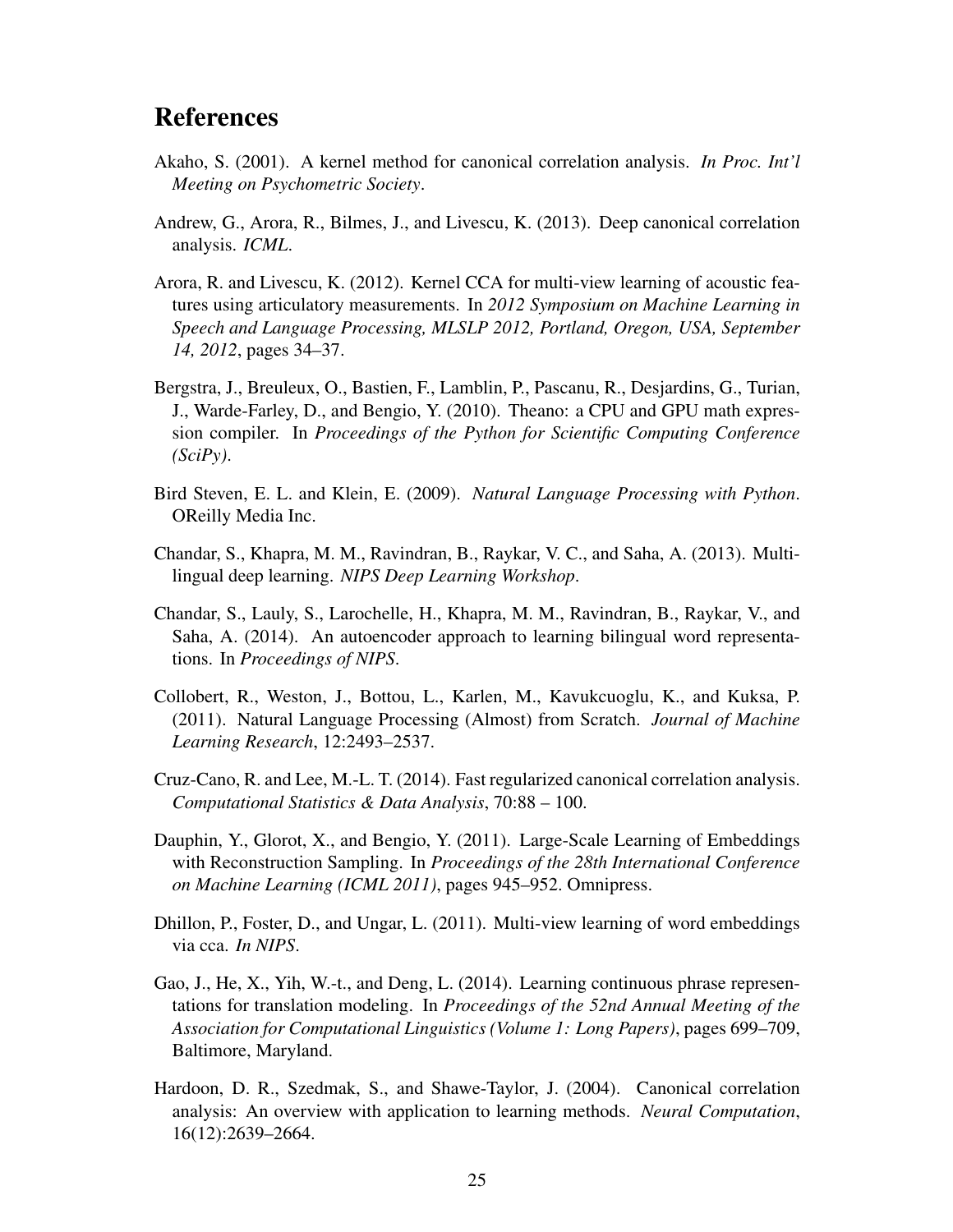# References

Akaho, S. (2001). A kernel method for canonical correlation analysis. *In Proc. Int'l Meeting on Psychometric Society*.

Andrew, G., Arora, R., Bilmes, J., and Livescu, K. (2013). Deep canonical correlation analysis. *ICML*.

Arora, R. and Livescu, K. (2012). Kernel CCA for multi-view learning of acoustic features using articulatory measurements. In *2012 Symposium on Machine Learning in Speech and Language Processing, MLSLP 2012, Portland, Oregon, USA, September 14, 2012*, pages 34–37.

Bergstra, J., Breuleux, O., Bastien, F., Lamblin, P., Pascanu, R., Desjardins, G., Turian, J., Warde-Farley, D., and Bengio, Y. (2010). Theano: a CPU and GPU math expression compiler. In *Proceedings of the Python for Scientific Computing Conference (SciPy)*.

Bird Steven, E. L. and Klein, E. (2009). *Natural Language Processing with Python*. OReilly Media Inc.

Chandar, S., Khapra, M. M., Ravindran, B., Raykar, V. C., and Saha, A. (2013). Multilingual deep learning. *NIPS Deep Learning Workshop*.

Chandar, S., Lauly, S., Larochelle, H., Khapra, M. M., Ravindran, B., Raykar, V., and Saha, A. (2014). An autoencoder approach to learning bilingual word representations. In *Proceedings of NIPS*.

Collobert, R., Weston, J., Bottou, L., Karlen, M., Kavukcuoglu, K., and Kuksa, P. (2011). Natural Language Processing (Almost) from Scratch. *Journal of Machine Learning Research*, 12:2493–2537.

Cruz-Cano, R. and Lee, M.-L. T. (2014). Fast regularized canonical correlation analysis. *Computational Statistics & Data Analysis*, 70:88 – 100.

Dauphin, Y., Glorot, X., and Bengio, Y. (2011). Large-Scale Learning of Embeddings with Reconstruction Sampling. In *Proceedings of the 28th International Conference on Machine Learning (ICML 2011)*, pages 945–952. Omnipress.

Dhillon, P., Foster, D., and Ungar, L. (2011). Multi-view learning of word embeddings via cca. *In NIPS*.

Gao, J., He, X., Yih, W.-t., and Deng, L. (2014). Learning continuous phrase representations for translation modeling. In *Proceedings of the 52nd Annual Meeting of the Association for Computational Linguistics (Volume 1: Long Papers)*, pages 699–709, Baltimore, Maryland.

Hardoon, D. R., Szedmak, S., and Shawe-Taylor, J. (2004). Canonical correlation analysis: An overview with application to learning methods. *Neural Computation*, 16(12):2639–2664.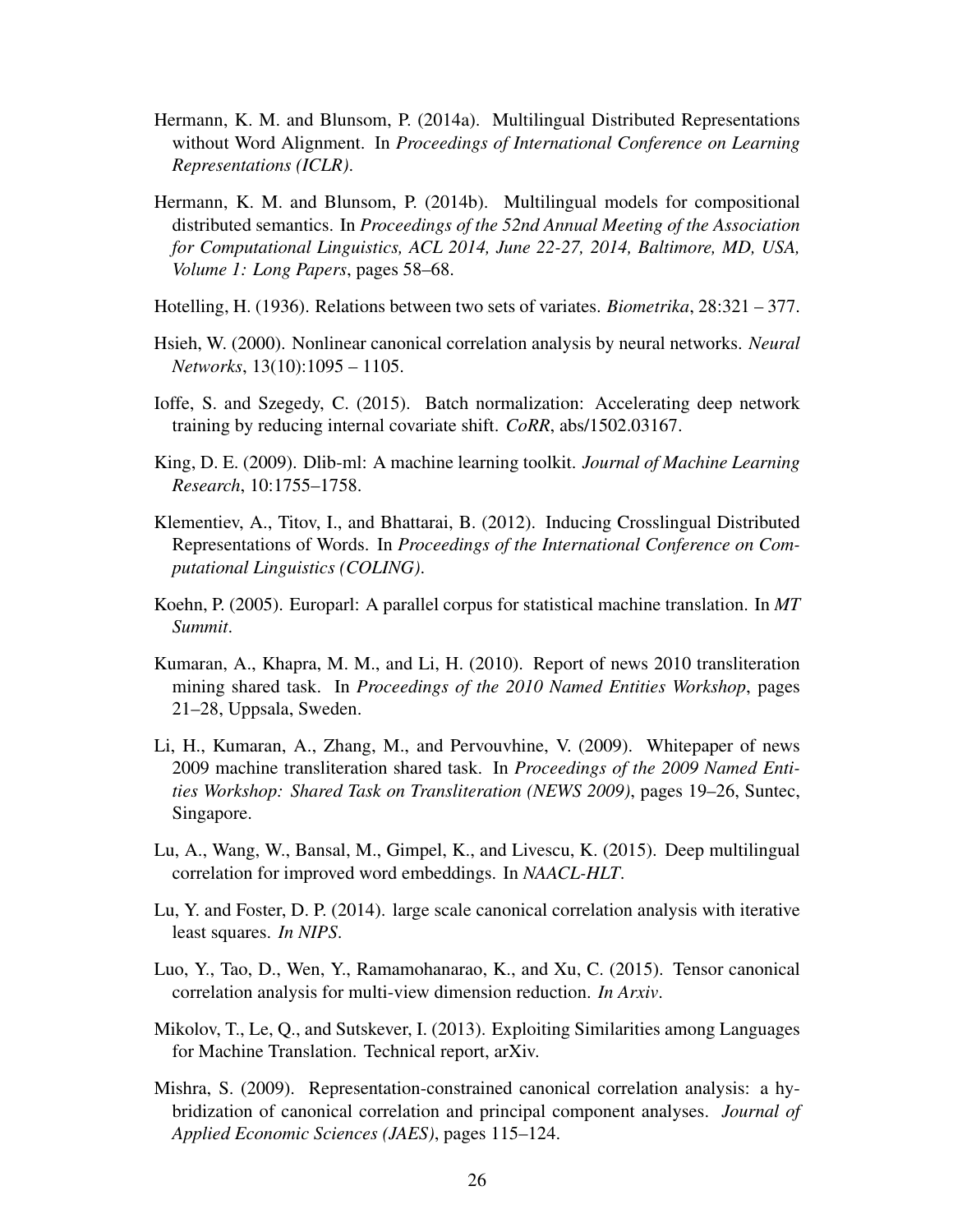Hermann, K. M. and Blunsom, P. (2014a). Multilingual Distributed Representations without Word Alignment. In *Proceedings of International Conference on Learning Representations (ICLR)*.

Hermann, K. M. and Blunsom, P. (2014b). Multilingual models for compositional distributed semantics. In *Proceedings of the 52nd Annual Meeting of the Association for Computational Linguistics, ACL 2014, June 22-27, 2014, Baltimore, MD, USA, Volume 1: Long Papers*, pages 58–68.

Hotelling, H. (1936). Relations between two sets of variates. *Biometrika*, 28:321 – 377.

Hsieh, W. (2000). Nonlinear canonical correlation analysis by neural networks. *Neural Networks*, 13(10):1095 – 1105.

Ioffe, S. and Szegedy, C. (2015). Batch normalization: Accelerating deep network training by reducing internal covariate shift. *CoRR*, abs/1502.03167.

King, D. E. (2009). Dlib-ml: A machine learning toolkit. *Journal of Machine Learning Research*, 10:1755–1758.

Klementiev, A., Titov, I., and Bhattarai, B. (2012). Inducing Crosslingual Distributed Representations of Words. In *Proceedings of the International Conference on Computational Linguistics (COLING)*.

Koehn, P. (2005). Europarl: A parallel corpus for statistical machine translation. In *MT Summit*.

Kumaran, A., Khapra, M. M., and Li, H. (2010). Report of news 2010 transliteration mining shared task. In *Proceedings of the 2010 Named Entities Workshop*, pages 21–28, Uppsala, Sweden.

Li, H., Kumaran, A., Zhang, M., and Pervouvhine, V. (2009). Whitepaper of news 2009 machine transliteration shared task. In *Proceedings of the 2009 Named Entities Workshop: Shared Task on Transliteration (NEWS 2009)*, pages 19–26, Suntec, Singapore.

Lu, A., Wang, W., Bansal, M., Gimpel, K., and Livescu, K. (2015). Deep multilingual correlation for improved word embeddings. In *NAACL-HLT*.

Lu, Y. and Foster, D. P. (2014). large scale canonical correlation analysis with iterative least squares. *In NIPS*.

Luo, Y., Tao, D., Wen, Y., Ramamohanarao, K., and Xu, C. (2015). Tensor canonical correlation analysis for multi-view dimension reduction. *In Arxiv*.

Mikolov, T., Le, Q., and Sutskever, I. (2013). Exploiting Similarities among Languages for Machine Translation. Technical report, arXiv.

Mishra, S. (2009). Representation-constrained canonical correlation analysis: a hybridization of canonical correlation and principal component analyses. *Journal of Applied Economic Sciences (JAES)*, pages 115–124.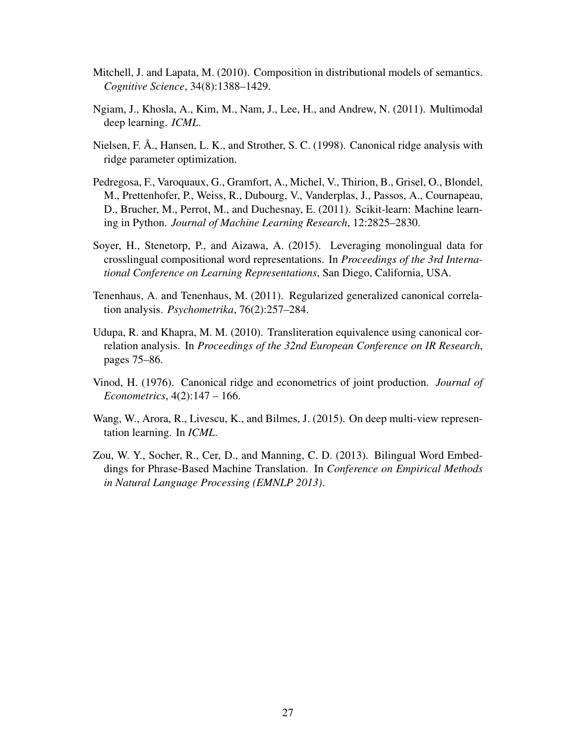Mitchell, J. and Lapata, M. (2010). Composition in distributional models of semantics. *Cognitive Science*, 34(8):1388–1429.

Ngiam, J., Khosla, A., Kim, M., Nam, J., Lee, H., and Andrew, N. (2011). Multimodal deep learning. *ICML*.

Nielsen, F. Å., Hansen, L. K., and Strother, S. C. (1998). Canonical ridge analysis with ridge parameter optimization.

Pedregosa, F., Varoquaux, G., Gramfort, A., Michel, V., Thirion, B., Grisel, O., Blondel, M., Prettenhofer, P., Weiss, R., Dubourg, V., Vanderplas, J., Passos, A., Cournapeau, D., Brucher, M., Perrot, M., and Duchesnay, E. (2011). Scikit-learn: Machine learning in Python. *Journal of Machine Learning Research*, 12:2825–2830.

Soyer, H., Stenetorp, P., and Aizawa, A. (2015). Leveraging monolingual data for crosslingual compositional word representations. In *Proceedings of the 3rd International Conference on Learning Representations*, San Diego, California, USA.

Tenenhaus, A. and Tenenhaus, M. (2011). Regularized generalized canonical correlation analysis. *Psychometrika*, 76(2):257–284.

Udupa, R. and Khapra, M. M. (2010). Transliteration equivalence using canonical correlation analysis. In *Proceedings of the 32nd European Conference on IR Research*, pages 75–86.

Vinod, H. (1976). Canonical ridge and econometrics of joint production. *Journal of Econometrics*, 4(2):147 – 166.

Wang, W., Arora, R., Livescu, K., and Bilmes, J. (2015). On deep multi-view representation learning. In *ICML*.

Zou, W. Y., Socher, R., Cer, D., and Manning, C. D. (2013). Bilingual Word Embeddings for Phrase-Based Machine Translation. In *Conference on Empirical Methods in Natural Language Processing (EMNLP 2013)*.